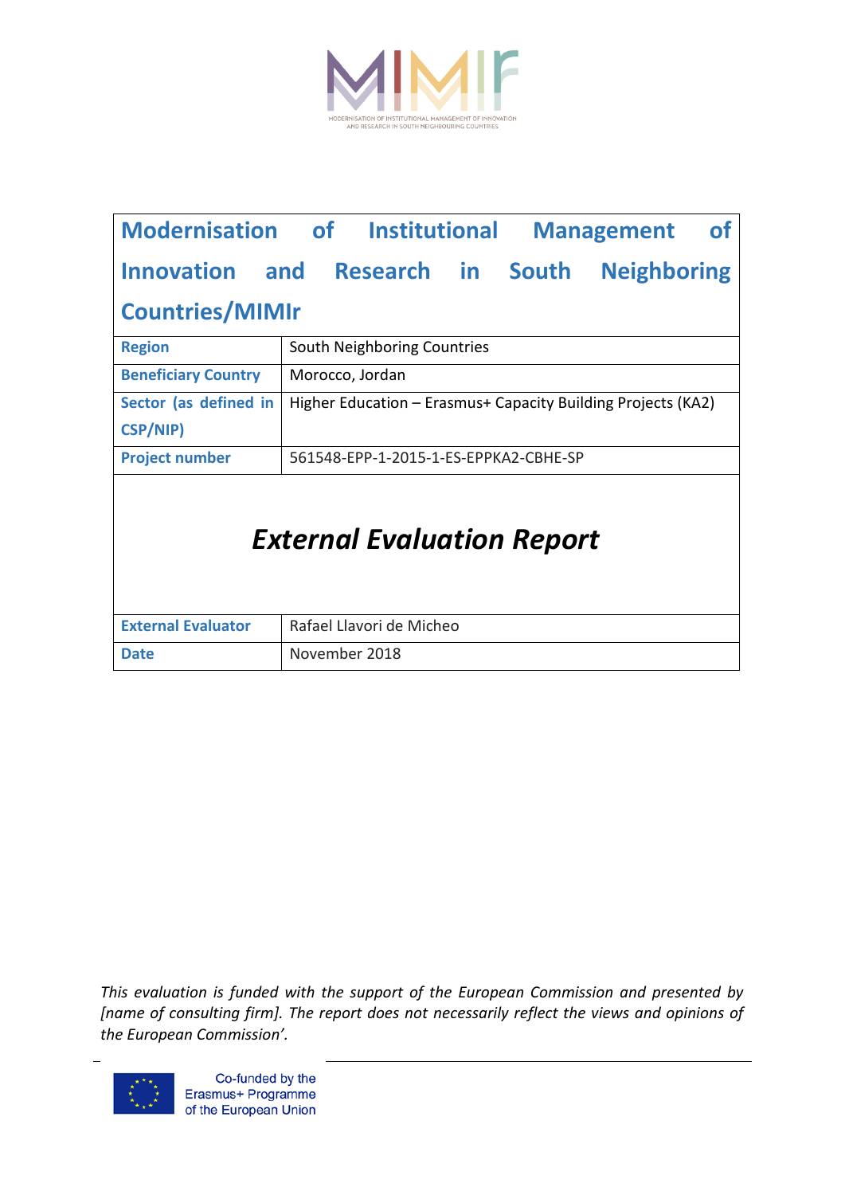MIMIr

MODERNISATION OF INSTITUTIONAL MANAGEMENT OF INNOVATION AND RESEARCH IN SOUTH NEIGHBOURING COUNTRIES

# Modernisation of Institutional Management of Innovation and Research in South Neighboring Countries/MIMIr

| | |
|---|---|
| **Region** | South Neighboring Countries |
| **Beneficiary Country** | Morocco, Jordan |
| **Sector (as defined in CSP/NIP)** | Higher Education – Erasmus+ Capacity Building Projects (KA2) |
| **Project number** | 561548-EPP-1-2015-1-ES-EPPKA2-CBHE-SP |

## *External Evaluation Report*

| | |
|---|---|
| **External Evaluator** | Rafael Llavori de Micheo |
| **Date** | November 2018 |

*This evaluation is funded with the support of the European Commission and presented by [name of consulting firm]. The report does not necessarily reflect the views and opinions of the European Commission'.*

Co-funded by the Erasmus+ Programme of the European Union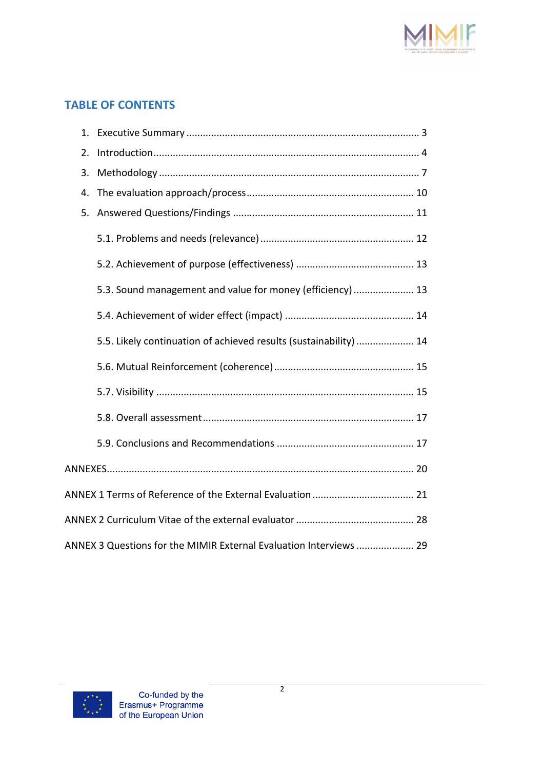## TABLE OF CONTENTS

1. Executive Summary ........................................................................... 3
2. Introduction ...................................................................................... 4
3. Methodology ..................................................................................... 7
4. The evaluation approach/process ...................................................... 10
5. Answered Questions/Findings ........................................................... 11
   - 5.1. Problems and needs (relevance) ................................................ 12
   - 5.2. Achievement of purpose (effectiveness) ..................................... 13
   - 5.3. Sound management and value for money (efficiency) .................. 13
   - 5.4. Achievement of wider effect (impact) ......................................... 14
   - 5.5. Likely continuation of achieved results (sustainability) ................. 14
   - 5.6. Mutual Reinforcement (coherence) ............................................ 15
   - 5.7. Visibility .................................................................................. 15
   - 5.8. Overall assessment .................................................................. 17
   - 5.9. Conclusions and Recommendations ........................................... 17

ANNEXES ............................................................................................ 20

ANNEX 1 Terms of Reference of the External Evaluation ........................ 21

ANNEX 2 Curriculum Vitae of the external evaluator ............................... 28

ANNEX 3 Questions for the MIMIR External Evaluation Interviews ........... 29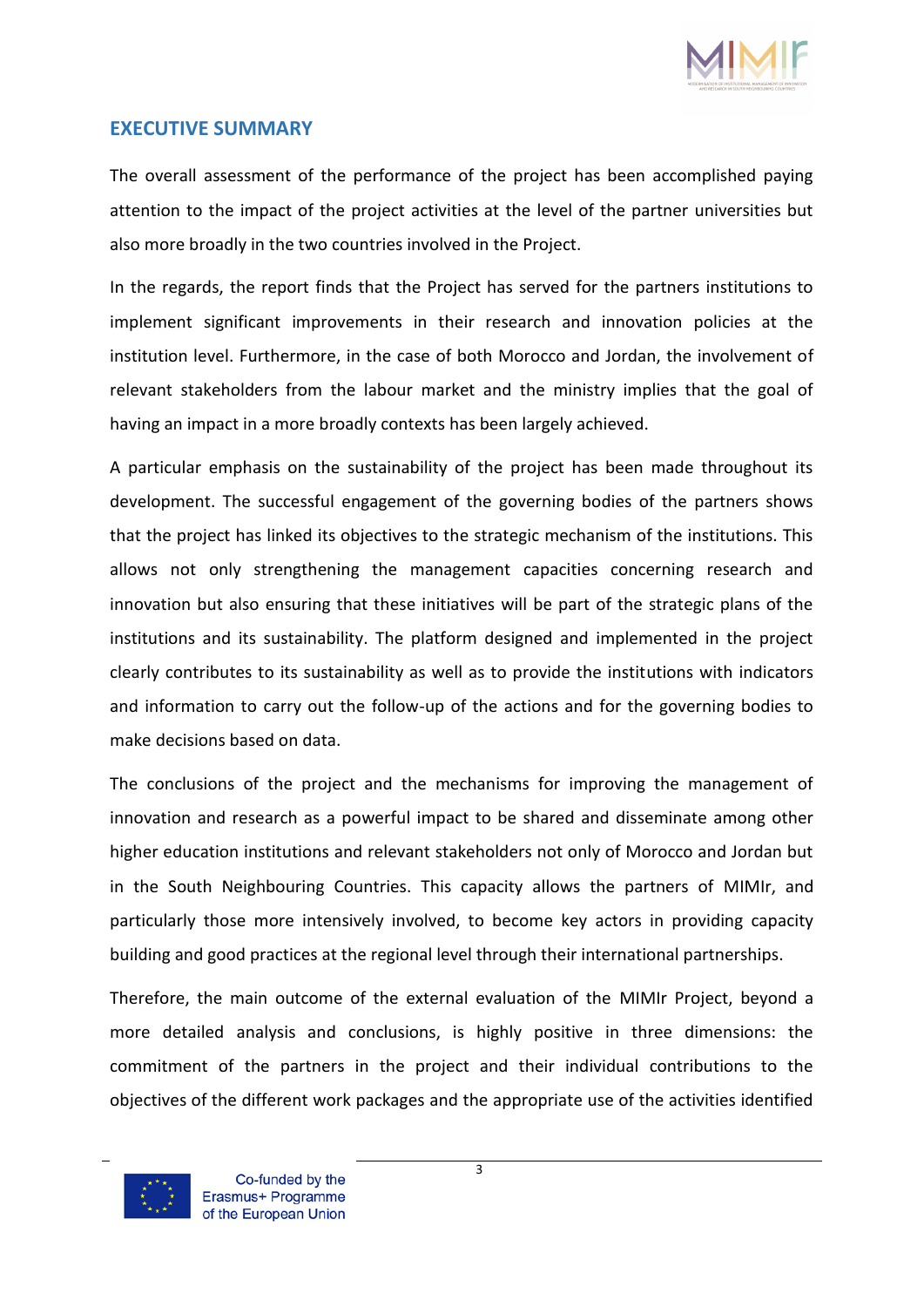## EXECUTIVE SUMMARY

The overall assessment of the performance of the project has been accomplished paying attention to the impact of the project activities at the level of the partner universities but also more broadly in the two countries involved in the Project.

In the regards, the report finds that the Project has served for the partners institutions to implement significant improvements in their research and innovation policies at the institution level. Furthermore, in the case of both Morocco and Jordan, the involvement of relevant stakeholders from the labour market and the ministry implies that the goal of having an impact in a more broadly contexts has been largely achieved.

A particular emphasis on the sustainability of the project has been made throughout its development. The successful engagement of the governing bodies of the partners shows that the project has linked its objectives to the strategic mechanism of the institutions. This allows not only strengthening the management capacities concerning research and innovation but also ensuring that these initiatives will be part of the strategic plans of the institutions and its sustainability. The platform designed and implemented in the project clearly contributes to its sustainability as well as to provide the institutions with indicators and information to carry out the follow-up of the actions and for the governing bodies to make decisions based on data.

The conclusions of the project and the mechanisms for improving the management of innovation and research as a powerful impact to be shared and disseminate among other higher education institutions and relevant stakeholders not only of Morocco and Jordan but in the South Neighbouring Countries. This capacity allows the partners of MIMIr, and particularly those more intensively involved, to become key actors in providing capacity building and good practices at the regional level through their international partnerships.

Therefore, the main outcome of the external evaluation of the MIMIr Project, beyond a more detailed analysis and conclusions, is highly positive in three dimensions: the commitment of the partners in the project and their individual contributions to the objectives of the different work packages and the appropriate use of the activities identified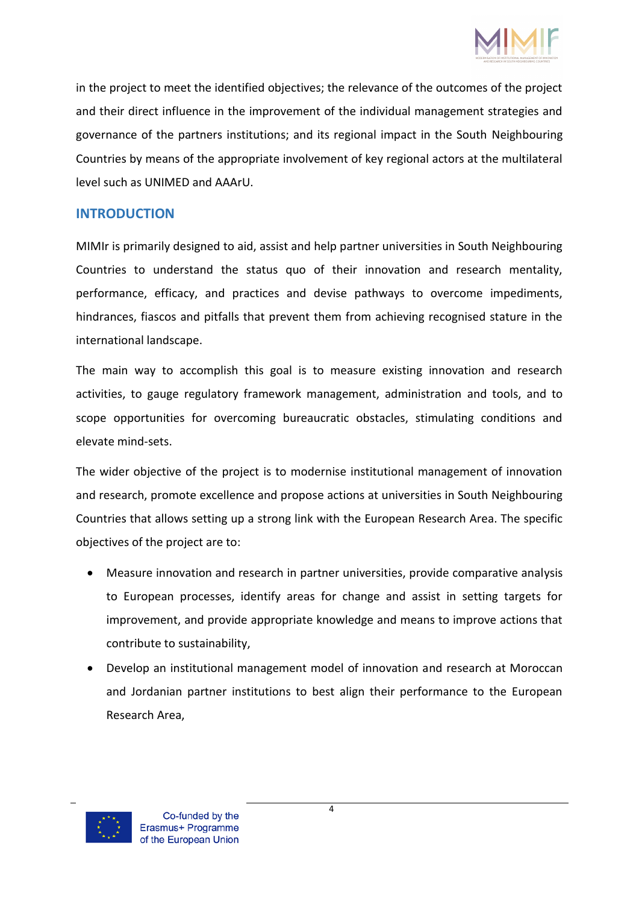in the project to meet the identified objectives; the relevance of the outcomes of the project and their direct influence in the improvement of the individual management strategies and governance of the partners institutions; and its regional impact in the South Neighbouring Countries by means of the appropriate involvement of key regional actors at the multilateral level such as UNIMED and AAArU.

## INTRODUCTION

MIMIr is primarily designed to aid, assist and help partner universities in South Neighbouring Countries to understand the status quo of their innovation and research mentality, performance, efficacy, and practices and devise pathways to overcome impediments, hindrances, fiascos and pitfalls that prevent them from achieving recognised stature in the international landscape.

The main way to accomplish this goal is to measure existing innovation and research activities, to gauge regulatory framework management, administration and tools, and to scope opportunities for overcoming bureaucratic obstacles, stimulating conditions and elevate mind-sets.

The wider objective of the project is to modernise institutional management of innovation and research, promote excellence and propose actions at universities in South Neighbouring Countries that allows setting up a strong link with the European Research Area. The specific objectives of the project are to:

- Measure innovation and research in partner universities, provide comparative analysis to European processes, identify areas for change and assist in setting targets for improvement, and provide appropriate knowledge and means to improve actions that contribute to sustainability,
- Develop an institutional management model of innovation and research at Moroccan and Jordanian partner institutions to best align their performance to the European Research Area,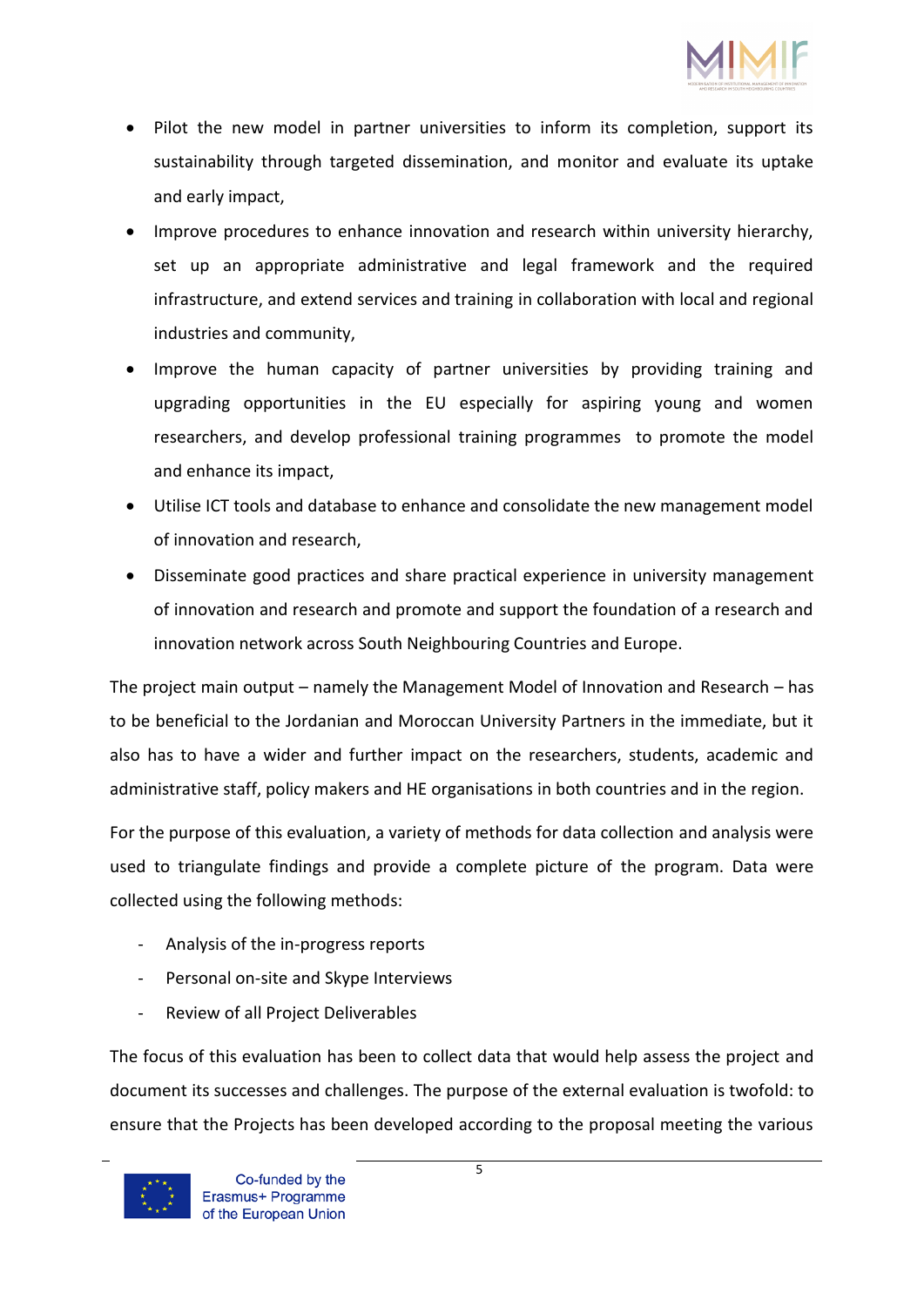- Pilot the new model in partner universities to inform its completion, support its sustainability through targeted dissemination, and monitor and evaluate its uptake and early impact,
- Improve procedures to enhance innovation and research within university hierarchy, set up an appropriate administrative and legal framework and the required infrastructure, and extend services and training in collaboration with local and regional industries and community,
- Improve the human capacity of partner universities by providing training and upgrading opportunities in the EU especially for aspiring young and women researchers, and develop professional training programmes to promote the model and enhance its impact,
- Utilise ICT tools and database to enhance and consolidate the new management model of innovation and research,
- Disseminate good practices and share practical experience in university management of innovation and research and promote and support the foundation of a research and innovation network across South Neighbouring Countries and Europe.

The project main output – namely the Management Model of Innovation and Research – has to be beneficial to the Jordanian and Moroccan University Partners in the immediate, but it also has to have a wider and further impact on the researchers, students, academic and administrative staff, policy makers and HE organisations in both countries and in the region.

For the purpose of this evaluation, a variety of methods for data collection and analysis were used to triangulate findings and provide a complete picture of the program. Data were collected using the following methods:

- Analysis of the in-progress reports
- Personal on-site and Skype Interviews
- Review of all Project Deliverables

The focus of this evaluation has been to collect data that would help assess the project and document its successes and challenges. The purpose of the external evaluation is twofold: to ensure that the Projects has been developed according to the proposal meeting the various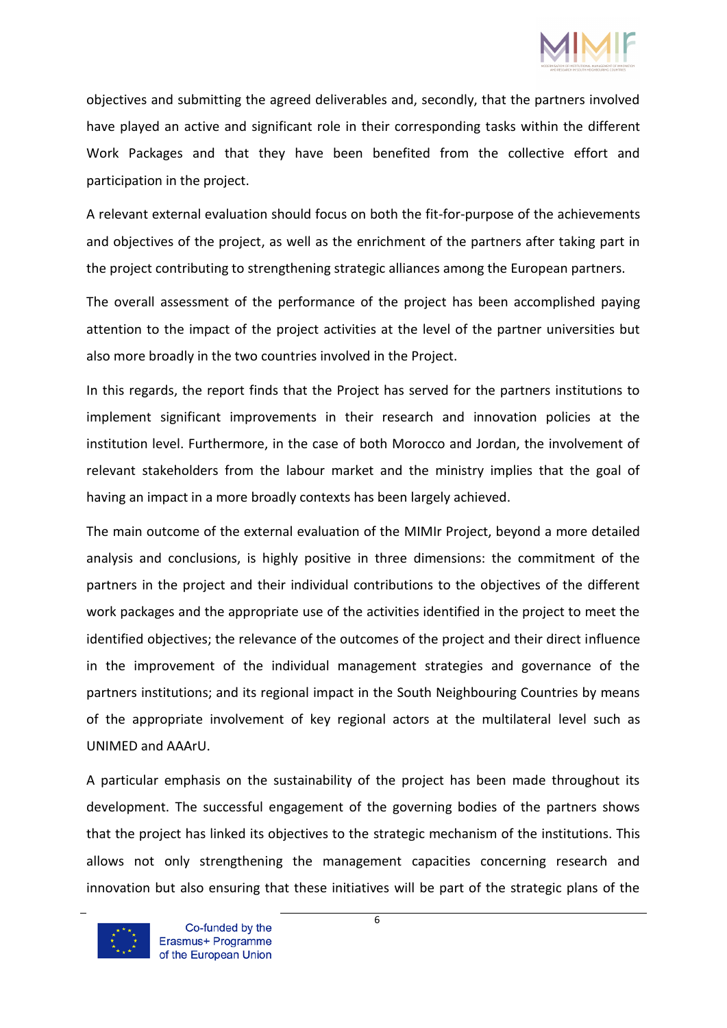objectives and submitting the agreed deliverables and, secondly, that the partners involved have played an active and significant role in their corresponding tasks within the different Work Packages and that they have been benefited from the collective effort and participation in the project.

A relevant external evaluation should focus on both the fit-for-purpose of the achievements and objectives of the project, as well as the enrichment of the partners after taking part in the project contributing to strengthening strategic alliances among the European partners.

The overall assessment of the performance of the project has been accomplished paying attention to the impact of the project activities at the level of the partner universities but also more broadly in the two countries involved in the Project.

In this regards, the report finds that the Project has served for the partners institutions to implement significant improvements in their research and innovation policies at the institution level. Furthermore, in the case of both Morocco and Jordan, the involvement of relevant stakeholders from the labour market and the ministry implies that the goal of having an impact in a more broadly contexts has been largely achieved.

The main outcome of the external evaluation of the MIMIr Project, beyond a more detailed analysis and conclusions, is highly positive in three dimensions: the commitment of the partners in the project and their individual contributions to the objectives of the different work packages and the appropriate use of the activities identified in the project to meet the identified objectives; the relevance of the outcomes of the project and their direct influence in the improvement of the individual management strategies and governance of the partners institutions; and its regional impact in the South Neighbouring Countries by means of the appropriate involvement of key regional actors at the multilateral level such as UNIMED and AAArU.

A particular emphasis on the sustainability of the project has been made throughout its development. The successful engagement of the governing bodies of the partners shows that the project has linked its objectives to the strategic mechanism of the institutions. This allows not only strengthening the management capacities concerning research and innovation but also ensuring that these initiatives will be part of the strategic plans of the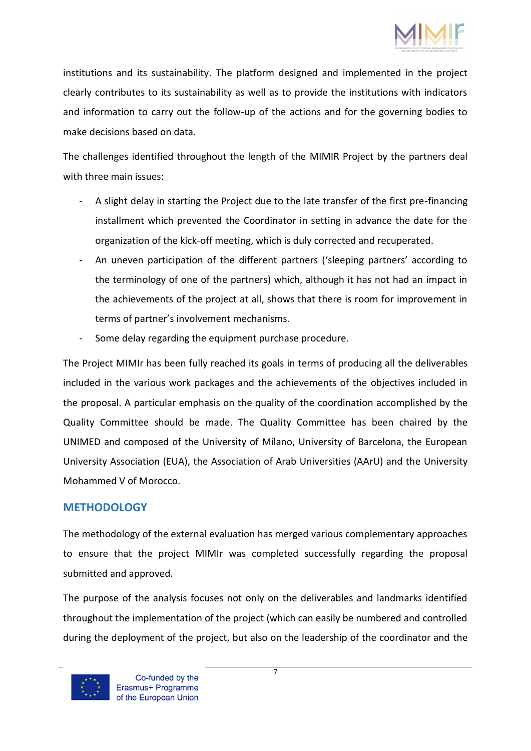institutions and its sustainability. The platform designed and implemented in the project clearly contributes to its sustainability as well as to provide the institutions with indicators and information to carry out the follow-up of the actions and for the governing bodies to make decisions based on data.

The challenges identified throughout the length of the MIMIR Project by the partners deal with three main issues:

- A slight delay in starting the Project due to the late transfer of the first pre-financing installment which prevented the Coordinator in setting in advance the date for the organization of the kick-off meeting, which is duly corrected and recuperated.
- An uneven participation of the different partners ('sleeping partners' according to the terminology of one of the partners) which, although it has not had an impact in the achievements of the project at all, shows that there is room for improvement in terms of partner's involvement mechanisms.
- Some delay regarding the equipment purchase procedure.

The Project MIMIr has been fully reached its goals in terms of producing all the deliverables included in the various work packages and the achievements of the objectives included in the proposal. A particular emphasis on the quality of the coordination accomplished by the Quality Committee should be made. The Quality Committee has been chaired by the UNIMED and composed of the University of Milano, University of Barcelona, the European University Association (EUA), the Association of Arab Universities (AArU) and the University Mohammed V of Morocco.

## METHODOLOGY

The methodology of the external evaluation has merged various complementary approaches to ensure that the project MIMIr was completed successfully regarding the proposal submitted and approved.

The purpose of the analysis focuses not only on the deliverables and landmarks identified throughout the implementation of the project (which can easily be numbered and controlled during the deployment of the project, but also on the leadership of the coordinator and the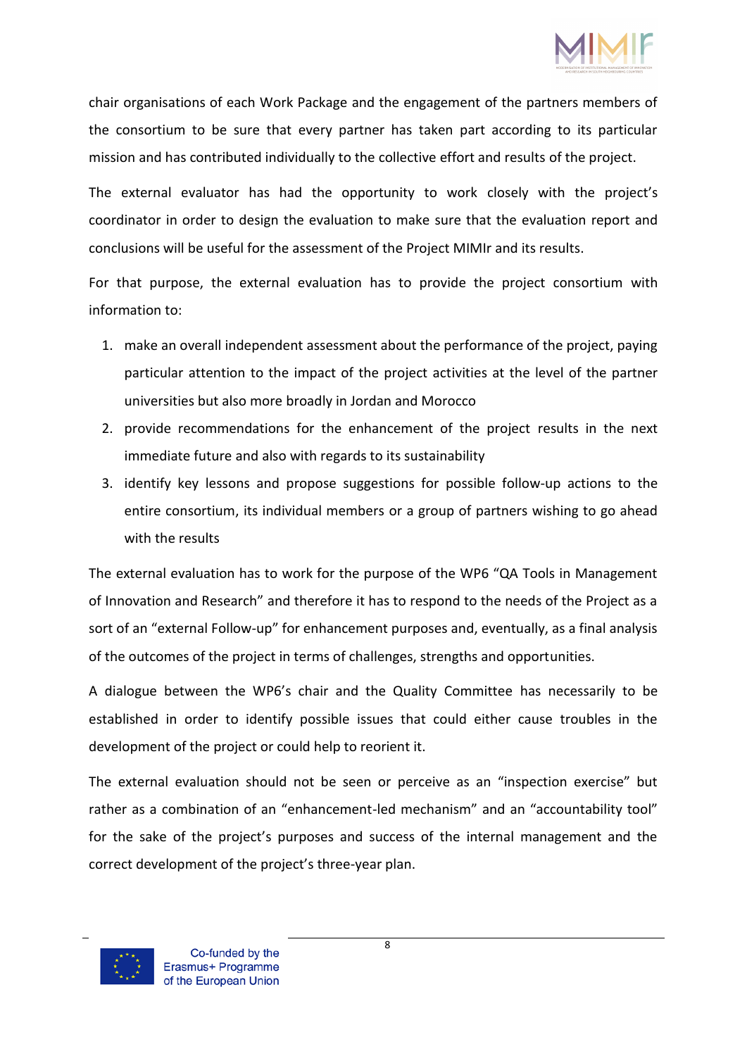chair organisations of each Work Package and the engagement of the partners members of the consortium to be sure that every partner has taken part according to its particular mission and has contributed individually to the collective effort and results of the project.

The external evaluator has had the opportunity to work closely with the project's coordinator in order to design the evaluation to make sure that the evaluation report and conclusions will be useful for the assessment of the Project MIMIr and its results.

For that purpose, the external evaluation has to provide the project consortium with information to:

1. make an overall independent assessment about the performance of the project, paying particular attention to the impact of the project activities at the level of the partner universities but also more broadly in Jordan and Morocco
2. provide recommendations for the enhancement of the project results in the next immediate future and also with regards to its sustainability
3. identify key lessons and propose suggestions for possible follow-up actions to the entire consortium, its individual members or a group of partners wishing to go ahead with the results

The external evaluation has to work for the purpose of the WP6 "QA Tools in Management of Innovation and Research" and therefore it has to respond to the needs of the Project as a sort of an "external Follow-up" for enhancement purposes and, eventually, as a final analysis of the outcomes of the project in terms of challenges, strengths and opportunities.

A dialogue between the WP6's chair and the Quality Committee has necessarily to be established in order to identify possible issues that could either cause troubles in the development of the project or could help to reorient it.

The external evaluation should not be seen or perceive as an "inspection exercise" but rather as a combination of an "enhancement-led mechanism" and an "accountability tool" for the sake of the project's purposes and success of the internal management and the correct development of the project's three-year plan.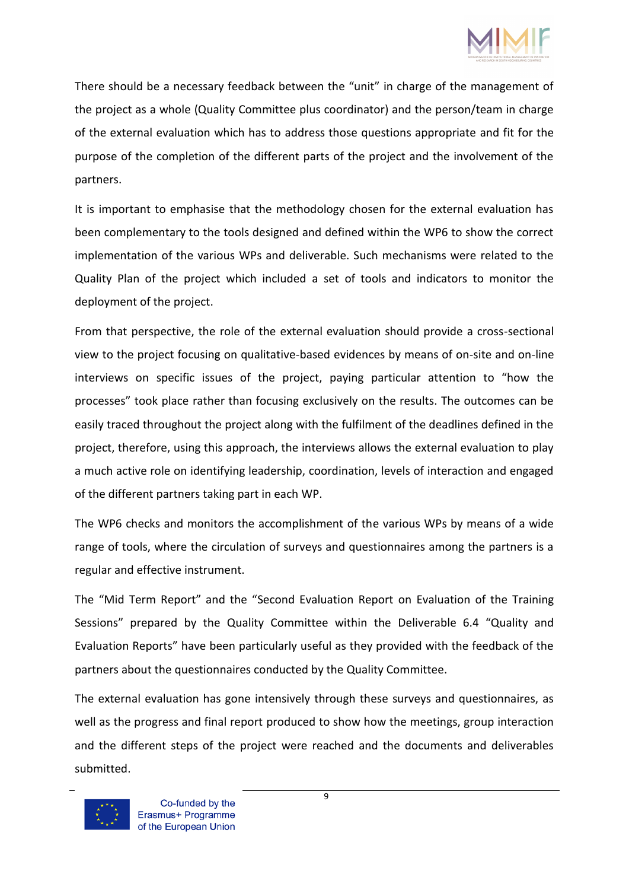There should be a necessary feedback between the "unit" in charge of the management of the project as a whole (Quality Committee plus coordinator) and the person/team in charge of the external evaluation which has to address those questions appropriate and fit for the purpose of the completion of the different parts of the project and the involvement of the partners.

It is important to emphasise that the methodology chosen for the external evaluation has been complementary to the tools designed and defined within the WP6 to show the correct implementation of the various WPs and deliverable. Such mechanisms were related to the Quality Plan of the project which included a set of tools and indicators to monitor the deployment of the project.

From that perspective, the role of the external evaluation should provide a cross-sectional view to the project focusing on qualitative-based evidences by means of on-site and on-line interviews on specific issues of the project, paying particular attention to "how the processes" took place rather than focusing exclusively on the results. The outcomes can be easily traced throughout the project along with the fulfilment of the deadlines defined in the project, therefore, using this approach, the interviews allows the external evaluation to play a much active role on identifying leadership, coordination, levels of interaction and engaged of the different partners taking part in each WP.

The WP6 checks and monitors the accomplishment of the various WPs by means of a wide range of tools, where the circulation of surveys and questionnaires among the partners is a regular and effective instrument.

The "Mid Term Report" and the "Second Evaluation Report on Evaluation of the Training Sessions" prepared by the Quality Committee within the Deliverable 6.4 "Quality and Evaluation Reports" have been particularly useful as they provided with the feedback of the partners about the questionnaires conducted by the Quality Committee.

The external evaluation has gone intensively through these surveys and questionnaires, as well as the progress and final report produced to show how the meetings, group interaction and the different steps of the project were reached and the documents and deliverables submitted.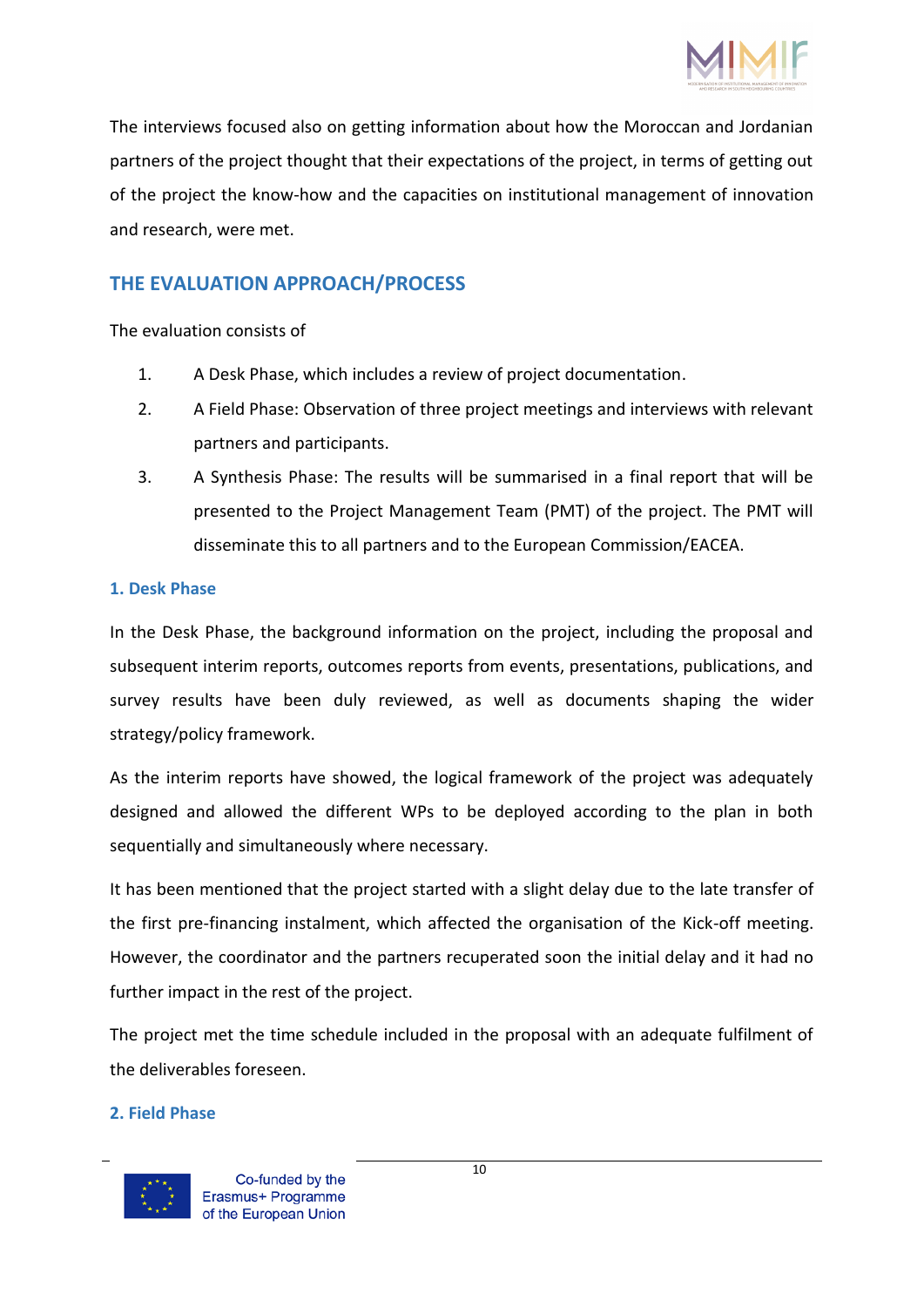The interviews focused also on getting information about how the Moroccan and Jordanian partners of the project thought that their expectations of the project, in terms of getting out of the project the know-how and the capacities on institutional management of innovation and research, were met.

## THE EVALUATION APPROACH/PROCESS

The evaluation consists of

1. A Desk Phase, which includes a review of project documentation.
2. A Field Phase: Observation of three project meetings and interviews with relevant partners and participants.
3. A Synthesis Phase: The results will be summarised in a final report that will be presented to the Project Management Team (PMT) of the project. The PMT will disseminate this to all partners and to the European Commission/EACEA.

### 1. Desk Phase

In the Desk Phase, the background information on the project, including the proposal and subsequent interim reports, outcomes reports from events, presentations, publications, and survey results have been duly reviewed, as well as documents shaping the wider strategy/policy framework.

As the interim reports have showed, the logical framework of the project was adequately designed and allowed the different WPs to be deployed according to the plan in both sequentially and simultaneously where necessary.

It has been mentioned that the project started with a slight delay due to the late transfer of the first pre-financing instalment, which affected the organisation of the Kick-off meeting. However, the coordinator and the partners recuperated soon the initial delay and it had no further impact in the rest of the project.

The project met the time schedule included in the proposal with an adequate fulfilment of the deliverables foreseen.

### 2. Field Phase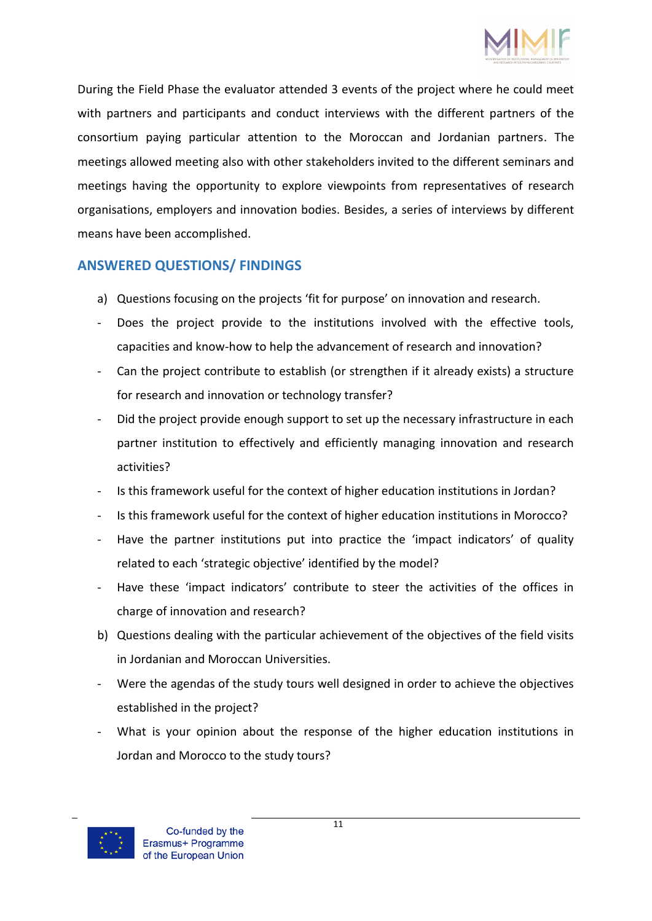During the Field Phase the evaluator attended 3 events of the project where he could meet with partners and participants and conduct interviews with the different partners of the consortium paying particular attention to the Moroccan and Jordanian partners. The meetings allowed meeting also with other stakeholders invited to the different seminars and meetings having the opportunity to explore viewpoints from representatives of research organisations, employers and innovation bodies. Besides, a series of interviews by different means have been accomplished.

## ANSWERED QUESTIONS/ FINDINGS

a) Questions focusing on the projects 'fit for purpose' on innovation and research.

- Does the project provide to the institutions involved with the effective tools, capacities and know-how to help the advancement of research and innovation?
- Can the project contribute to establish (or strengthen if it already exists) a structure for research and innovation or technology transfer?
- Did the project provide enough support to set up the necessary infrastructure in each partner institution to effectively and efficiently managing innovation and research activities?
- Is this framework useful for the context of higher education institutions in Jordan?
- Is this framework useful for the context of higher education institutions in Morocco?
- Have the partner institutions put into practice the 'impact indicators' of quality related to each 'strategic objective' identified by the model?
- Have these 'impact indicators' contribute to steer the activities of the offices in charge of innovation and research?

b) Questions dealing with the particular achievement of the objectives of the field visits in Jordanian and Moroccan Universities.

- Were the agendas of the study tours well designed in order to achieve the objectives established in the project?
- What is your opinion about the response of the higher education institutions in Jordan and Morocco to the study tours?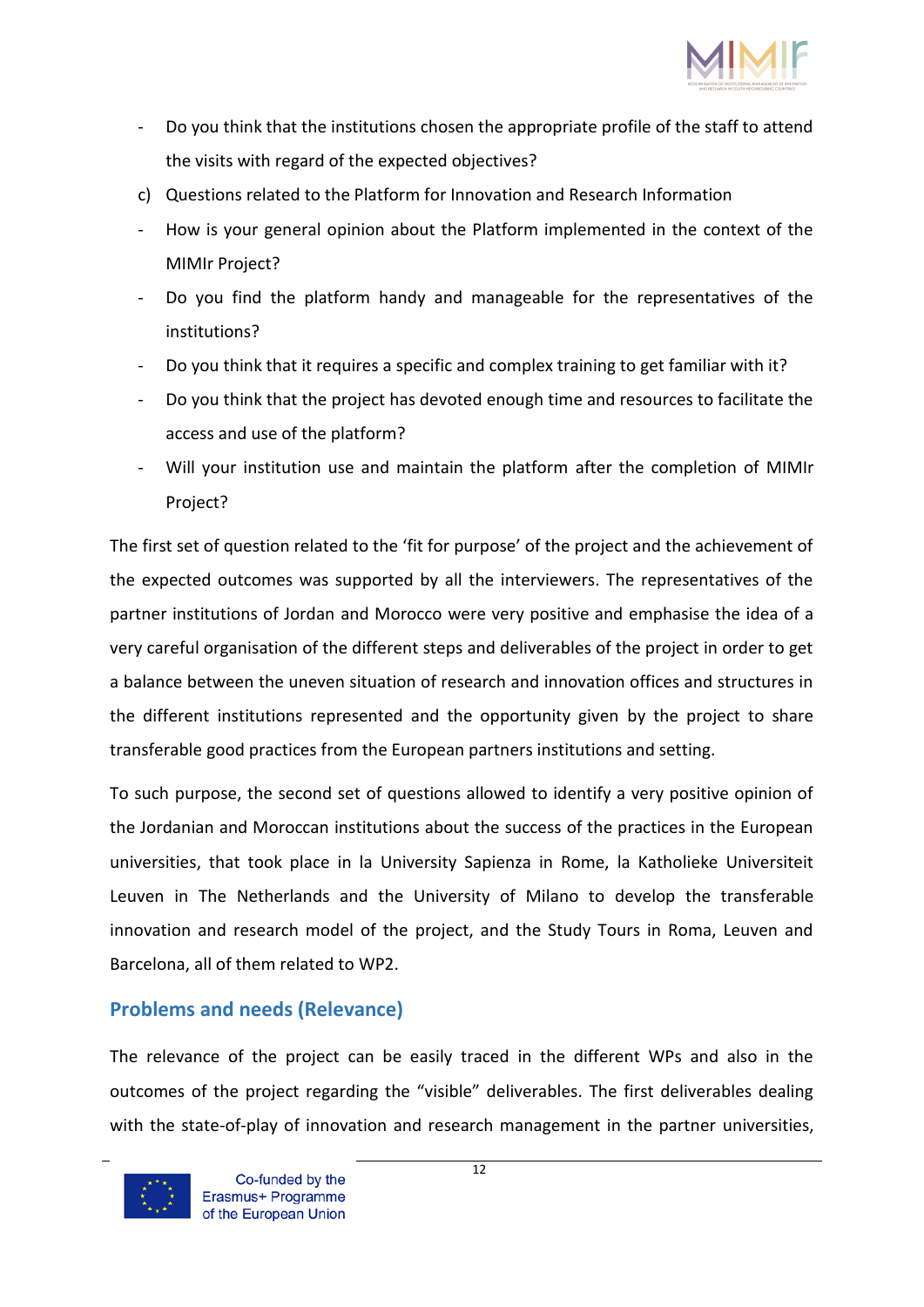- Do you think that the institutions chosen the appropriate profile of the staff to attend the visits with regard of the expected objectives?

c) Questions related to the Platform for Innovation and Research Information

- How is your general opinion about the Platform implemented in the context of the MIMIr Project?
- Do you find the platform handy and manageable for the representatives of the institutions?
- Do you think that it requires a specific and complex training to get familiar with it?
- Do you think that the project has devoted enough time and resources to facilitate the access and use of the platform?
- Will your institution use and maintain the platform after the completion of MIMIr Project?

The first set of question related to the 'fit for purpose' of the project and the achievement of the expected outcomes was supported by all the interviewers. The representatives of the partner institutions of Jordan and Morocco were very positive and emphasise the idea of a very careful organisation of the different steps and deliverables of the project in order to get a balance between the uneven situation of research and innovation offices and structures in the different institutions represented and the opportunity given by the project to share transferable good practices from the European partners institutions and setting.

To such purpose, the second set of questions allowed to identify a very positive opinion of the Jordanian and Moroccan institutions about the success of the practices in the European universities, that took place in la University Sapienza in Rome, la Katholieke Universiteit Leuven in The Netherlands and the University of Milano to develop the transferable innovation and research model of the project, and the Study Tours in Roma, Leuven and Barcelona, all of them related to WP2.

## Problems and needs (Relevance)

The relevance of the project can be easily traced in the different WPs and also in the outcomes of the project regarding the "visible" deliverables. The first deliverables dealing with the state-of-play of innovation and research management in the partner universities,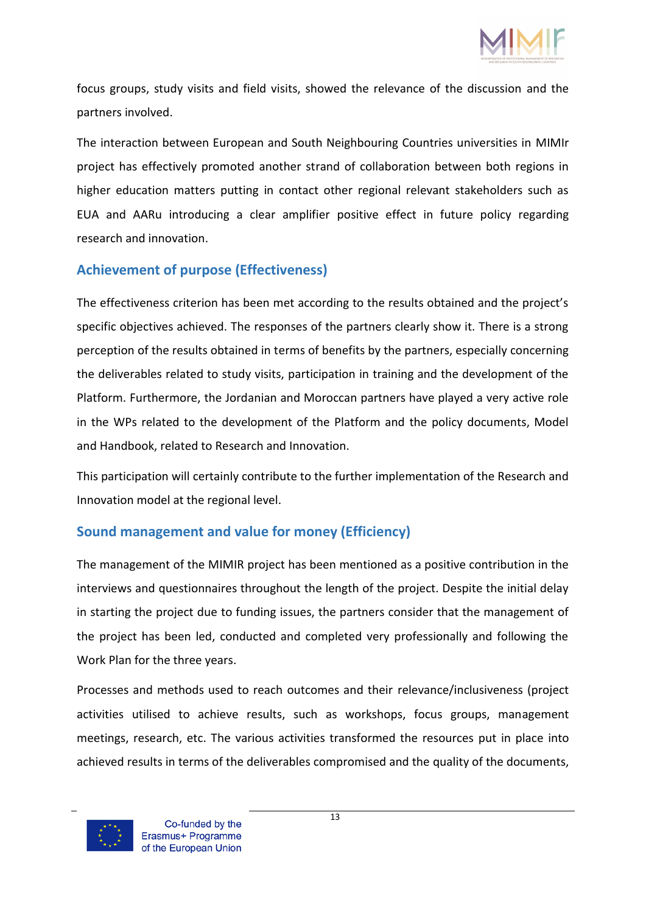focus groups, study visits and field visits, showed the relevance of the discussion and the partners involved.

The interaction between European and South Neighbouring Countries universities in MIMIr project has effectively promoted another strand of collaboration between both regions in higher education matters putting in contact other regional relevant stakeholders such as EUA and AARu introducing a clear amplifier positive effect in future policy regarding research and innovation.

## Achievement of purpose (Effectiveness)

The effectiveness criterion has been met according to the results obtained and the project's specific objectives achieved. The responses of the partners clearly show it. There is a strong perception of the results obtained in terms of benefits by the partners, especially concerning the deliverables related to study visits, participation in training and the development of the Platform. Furthermore, the Jordanian and Moroccan partners have played a very active role in the WPs related to the development of the Platform and the policy documents, Model and Handbook, related to Research and Innovation.

This participation will certainly contribute to the further implementation of the Research and Innovation model at the regional level.

## Sound management and value for money (Efficiency)

The management of the MIMIR project has been mentioned as a positive contribution in the interviews and questionnaires throughout the length of the project. Despite the initial delay in starting the project due to funding issues, the partners consider that the management of the project has been led, conducted and completed very professionally and following the Work Plan for the three years.

Processes and methods used to reach outcomes and their relevance/inclusiveness (project activities utilised to achieve results, such as workshops, focus groups, management meetings, research, etc. The various activities transformed the resources put in place into achieved results in terms of the deliverables compromised and the quality of the documents,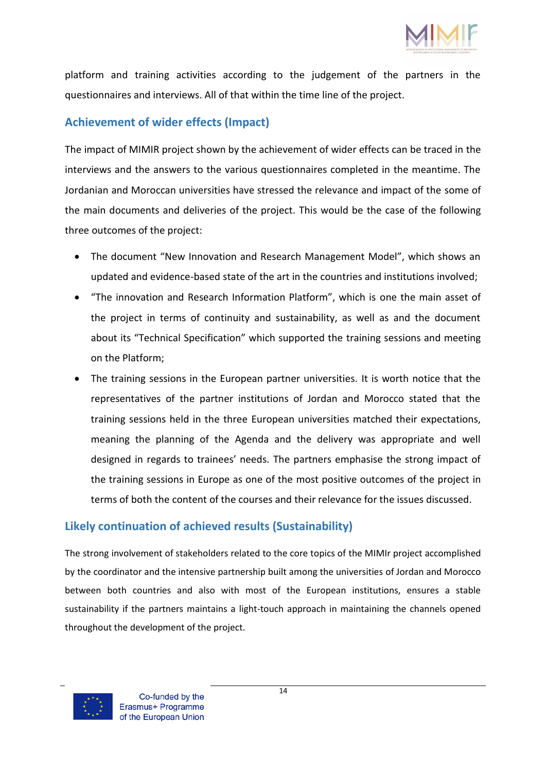platform and training activities according to the judgement of the partners in the questionnaires and interviews. All of that within the time line of the project.

## Achievement of wider effects (Impact)

The impact of MIMIR project shown by the achievement of wider effects can be traced in the interviews and the answers to the various questionnaires completed in the meantime. The Jordanian and Moroccan universities have stressed the relevance and impact of the some of the main documents and deliveries of the project. This would be the case of the following three outcomes of the project:

- The document "New Innovation and Research Management Model", which shows an updated and evidence-based state of the art in the countries and institutions involved;
- "The innovation and Research Information Platform", which is one the main asset of the project in terms of continuity and sustainability, as well as and the document about its "Technical Specification" which supported the training sessions and meeting on the Platform;
- The training sessions in the European partner universities. It is worth notice that the representatives of the partner institutions of Jordan and Morocco stated that the training sessions held in the three European universities matched their expectations, meaning the planning of the Agenda and the delivery was appropriate and well designed in regards to trainees' needs. The partners emphasise the strong impact of the training sessions in Europe as one of the most positive outcomes of the project in terms of both the content of the courses and their relevance for the issues discussed.

## Likely continuation of achieved results (Sustainability)

The strong involvement of stakeholders related to the core topics of the MIMIr project accomplished by the coordinator and the intensive partnership built among the universities of Jordan and Morocco between both countries and also with most of the European institutions, ensures a stable sustainability if the partners maintains a light-touch approach in maintaining the channels opened throughout the development of the project.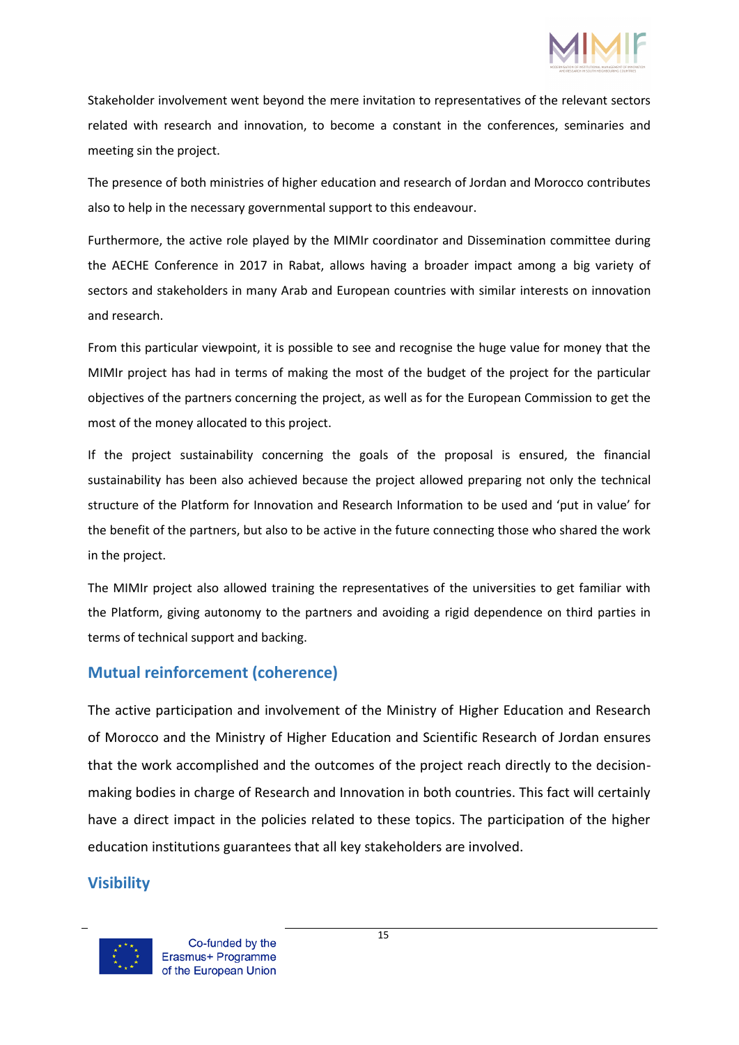Stakeholder involvement went beyond the mere invitation to representatives of the relevant sectors related with research and innovation, to become a constant in the conferences, seminaries and meeting sin the project.

The presence of both ministries of higher education and research of Jordan and Morocco contributes also to help in the necessary governmental support to this endeavour.

Furthermore, the active role played by the MIMIr coordinator and Dissemination committee during the AECHE Conference in 2017 in Rabat, allows having a broader impact among a big variety of sectors and stakeholders in many Arab and European countries with similar interests on innovation and research.

From this particular viewpoint, it is possible to see and recognise the huge value for money that the MIMIr project has had in terms of making the most of the budget of the project for the particular objectives of the partners concerning the project, as well as for the European Commission to get the most of the money allocated to this project.

If the project sustainability concerning the goals of the proposal is ensured, the financial sustainability has been also achieved because the project allowed preparing not only the technical structure of the Platform for Innovation and Research Information to be used and 'put in value' for the benefit of the partners, but also to be active in the future connecting those who shared the work in the project.

The MIMIr project also allowed training the representatives of the universities to get familiar with the Platform, giving autonomy to the partners and avoiding a rigid dependence on third parties in terms of technical support and backing.

## Mutual reinforcement (coherence)

The active participation and involvement of the Ministry of Higher Education and Research of Morocco and the Ministry of Higher Education and Scientific Research of Jordan ensures that the work accomplished and the outcomes of the project reach directly to the decision-making bodies in charge of Research and Innovation in both countries. This fact will certainly have a direct impact in the policies related to these topics. The participation of the higher education institutions guarantees that all key stakeholders are involved.

## Visibility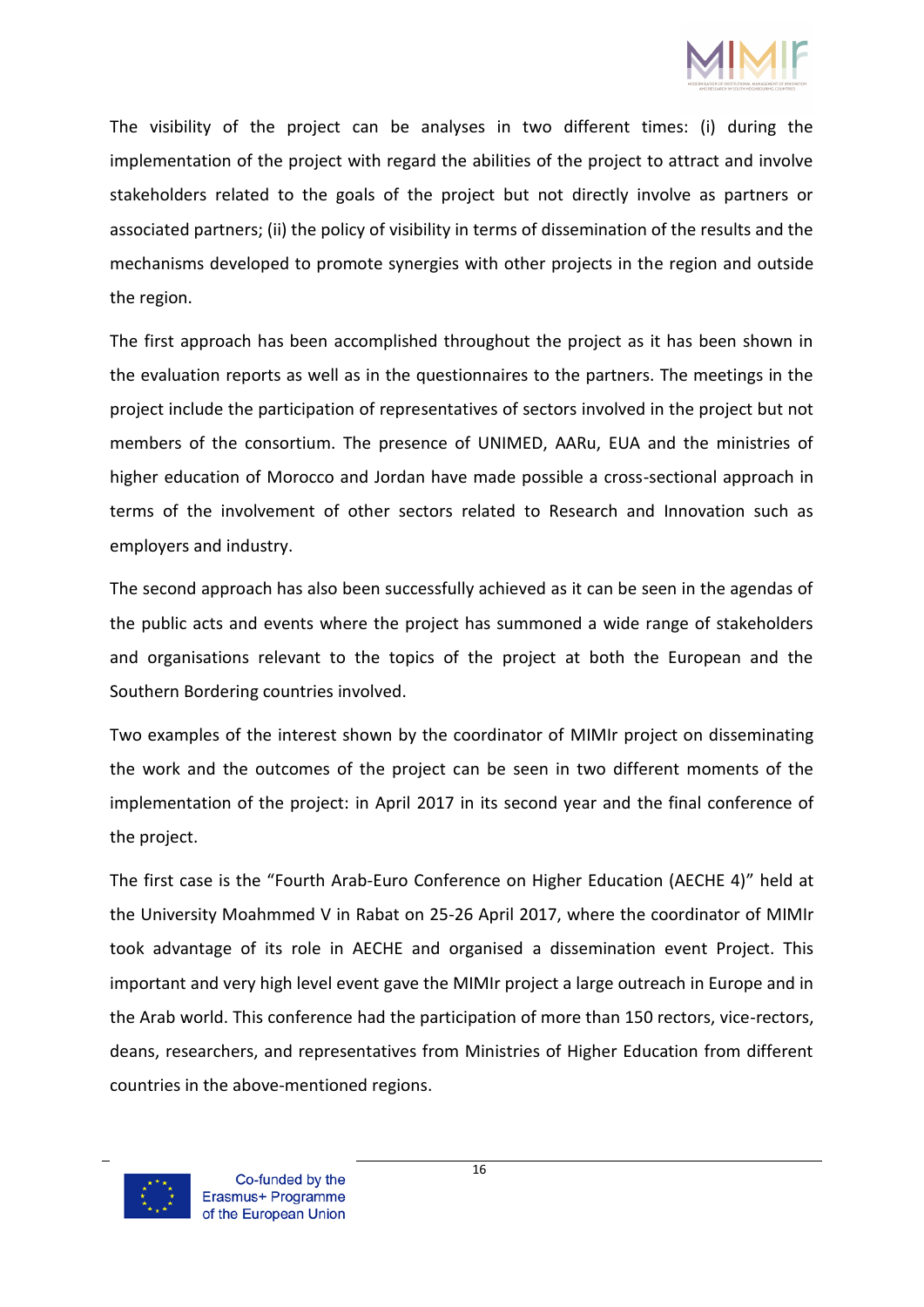The visibility of the project can be analyses in two different times: (i) during the implementation of the project with regard the abilities of the project to attract and involve stakeholders related to the goals of the project but not directly involve as partners or associated partners; (ii) the policy of visibility in terms of dissemination of the results and the mechanisms developed to promote synergies with other projects in the region and outside the region.

The first approach has been accomplished throughout the project as it has been shown in the evaluation reports as well as in the questionnaires to the partners. The meetings in the project include the participation of representatives of sectors involved in the project but not members of the consortium. The presence of UNIMED, AARu, EUA and the ministries of higher education of Morocco and Jordan have made possible a cross-sectional approach in terms of the involvement of other sectors related to Research and Innovation such as employers and industry.

The second approach has also been successfully achieved as it can be seen in the agendas of the public acts and events where the project has summoned a wide range of stakeholders and organisations relevant to the topics of the project at both the European and the Southern Bordering countries involved.

Two examples of the interest shown by the coordinator of MIMIr project on disseminating the work and the outcomes of the project can be seen in two different moments of the implementation of the project: in April 2017 in its second year and the final conference of the project.

The first case is the "Fourth Arab-Euro Conference on Higher Education (AECHE 4)" held at the University Moahmmed V in Rabat on 25-26 April 2017, where the coordinator of MIMIr took advantage of its role in AECHE and organised a dissemination event Project. This important and very high level event gave the MIMIr project a large outreach in Europe and in the Arab world. This conference had the participation of more than 150 rectors, vice-rectors, deans, researchers, and representatives from Ministries of Higher Education from different countries in the above-mentioned regions.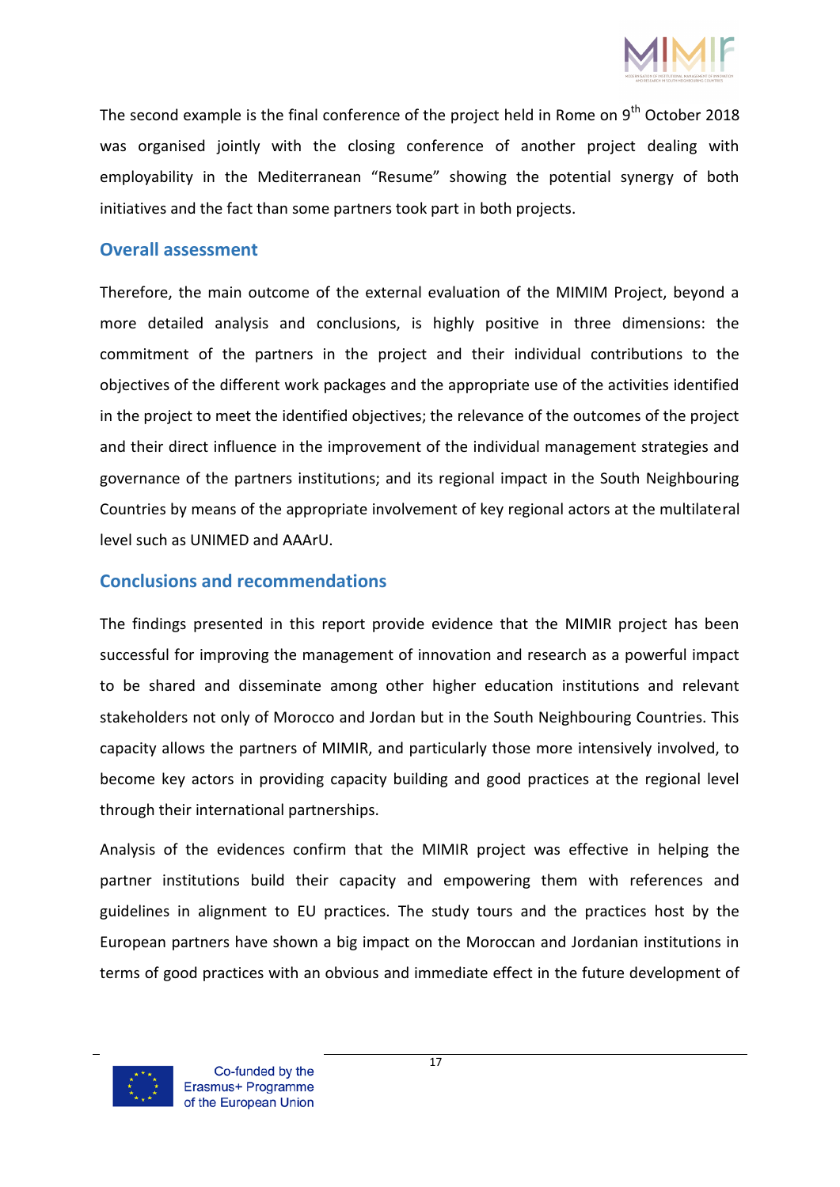The second example is the final conference of the project held in Rome on 9th October 2018 was organised jointly with the closing conference of another project dealing with employability in the Mediterranean "Resume" showing the potential synergy of both initiatives and the fact than some partners took part in both projects.

## Overall assessment

Therefore, the main outcome of the external evaluation of the MIMIM Project, beyond a more detailed analysis and conclusions, is highly positive in three dimensions: the commitment of the partners in the project and their individual contributions to the objectives of the different work packages and the appropriate use of the activities identified in the project to meet the identified objectives; the relevance of the outcomes of the project and their direct influence in the improvement of the individual management strategies and governance of the partners institutions; and its regional impact in the South Neighbouring Countries by means of the appropriate involvement of key regional actors at the multilateral level such as UNIMED and AAArU.

## Conclusions and recommendations

The findings presented in this report provide evidence that the MIMIR project has been successful for improving the management of innovation and research as a powerful impact to be shared and disseminate among other higher education institutions and relevant stakeholders not only of Morocco and Jordan but in the South Neighbouring Countries. This capacity allows the partners of MIMIR, and particularly those more intensively involved, to become key actors in providing capacity building and good practices at the regional level through their international partnerships.

Analysis of the evidences confirm that the MIMIR project was effective in helping the partner institutions build their capacity and empowering them with references and guidelines in alignment to EU practices. The study tours and the practices host by the European partners have shown a big impact on the Moroccan and Jordanian institutions in terms of good practices with an obvious and immediate effect in the future development of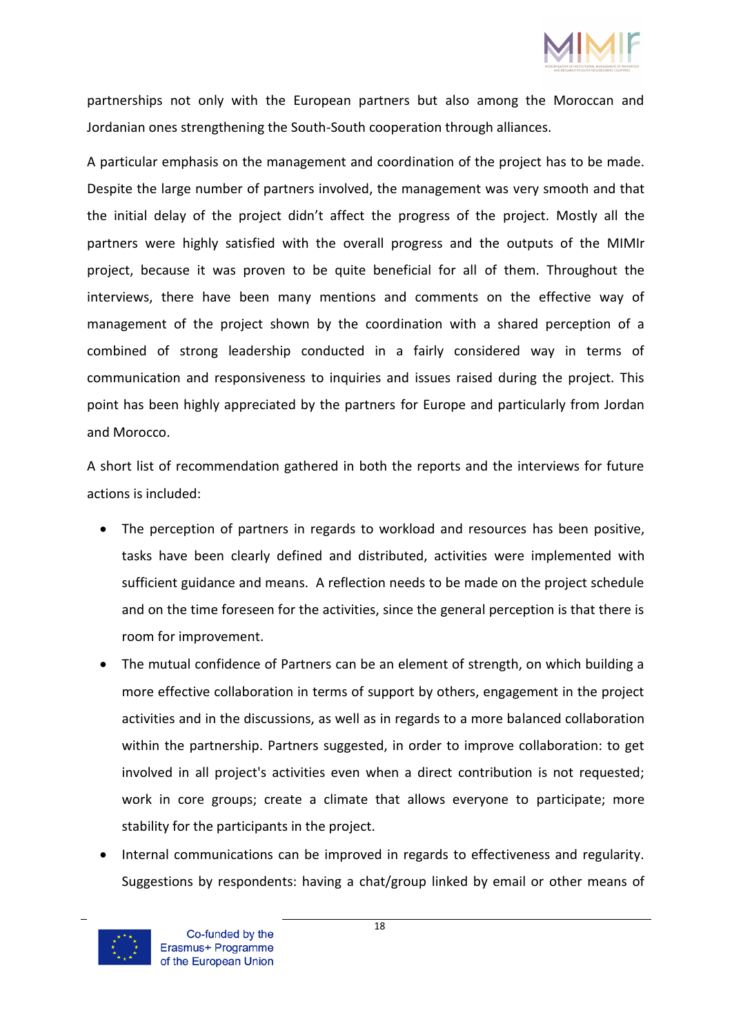partnerships not only with the European partners but also among the Moroccan and Jordanian ones strengthening the South-South cooperation through alliances.

A particular emphasis on the management and coordination of the project has to be made. Despite the large number of partners involved, the management was very smooth and that the initial delay of the project didn't affect the progress of the project. Mostly all the partners were highly satisfied with the overall progress and the outputs of the MIMIr project, because it was proven to be quite beneficial for all of them. Throughout the interviews, there have been many mentions and comments on the effective way of management of the project shown by the coordination with a shared perception of a combined of strong leadership conducted in a fairly considered way in terms of communication and responsiveness to inquiries and issues raised during the project. This point has been highly appreciated by the partners for Europe and particularly from Jordan and Morocco.

A short list of recommendation gathered in both the reports and the interviews for future actions is included:

- The perception of partners in regards to workload and resources has been positive, tasks have been clearly defined and distributed, activities were implemented with sufficient guidance and means. A reflection needs to be made on the project schedule and on the time foreseen for the activities, since the general perception is that there is room for improvement.
- The mutual confidence of Partners can be an element of strength, on which building a more effective collaboration in terms of support by others, engagement in the project activities and in the discussions, as well as in regards to a more balanced collaboration within the partnership. Partners suggested, in order to improve collaboration: to get involved in all project's activities even when a direct contribution is not requested; work in core groups; create a climate that allows everyone to participate; more stability for the participants in the project.
- Internal communications can be improved in regards to effectiveness and regularity. Suggestions by respondents: having a chat/group linked by email or other means of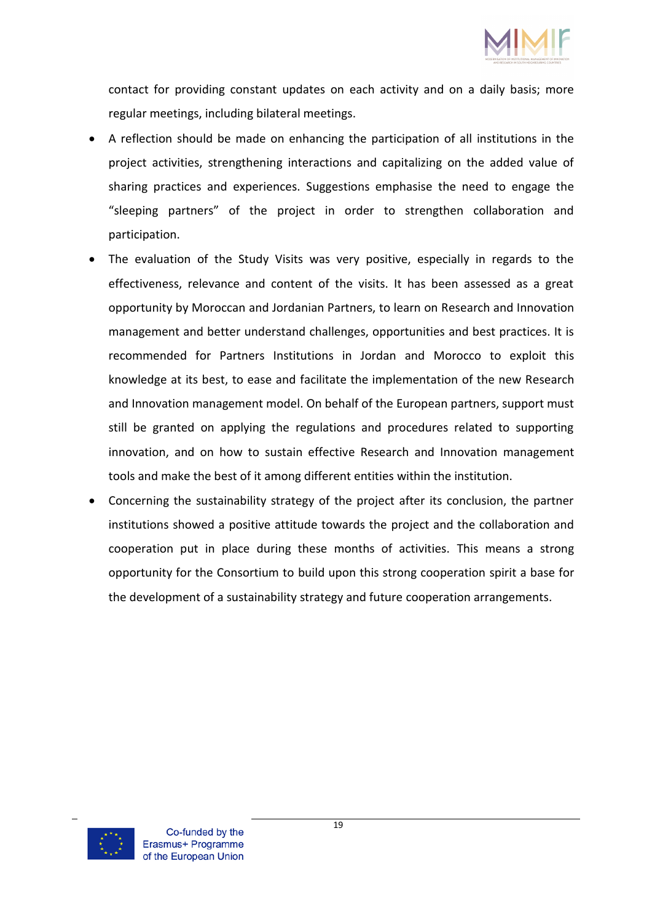contact for providing constant updates on each activity and on a daily basis; more regular meetings, including bilateral meetings.

- A reflection should be made on enhancing the participation of all institutions in the project activities, strengthening interactions and capitalizing on the added value of sharing practices and experiences. Suggestions emphasise the need to engage the "sleeping partners" of the project in order to strengthen collaboration and participation.
- The evaluation of the Study Visits was very positive, especially in regards to the effectiveness, relevance and content of the visits. It has been assessed as a great opportunity by Moroccan and Jordanian Partners, to learn on Research and Innovation management and better understand challenges, opportunities and best practices. It is recommended for Partners Institutions in Jordan and Morocco to exploit this knowledge at its best, to ease and facilitate the implementation of the new Research and Innovation management model. On behalf of the European partners, support must still be granted on applying the regulations and procedures related to supporting innovation, and on how to sustain effective Research and Innovation management tools and make the best of it among different entities within the institution.
- Concerning the sustainability strategy of the project after its conclusion, the partner institutions showed a positive attitude towards the project and the collaboration and cooperation put in place during these months of activities. This means a strong opportunity for the Consortium to build upon this strong cooperation spirit a base for the development of a sustainability strategy and future cooperation arrangements.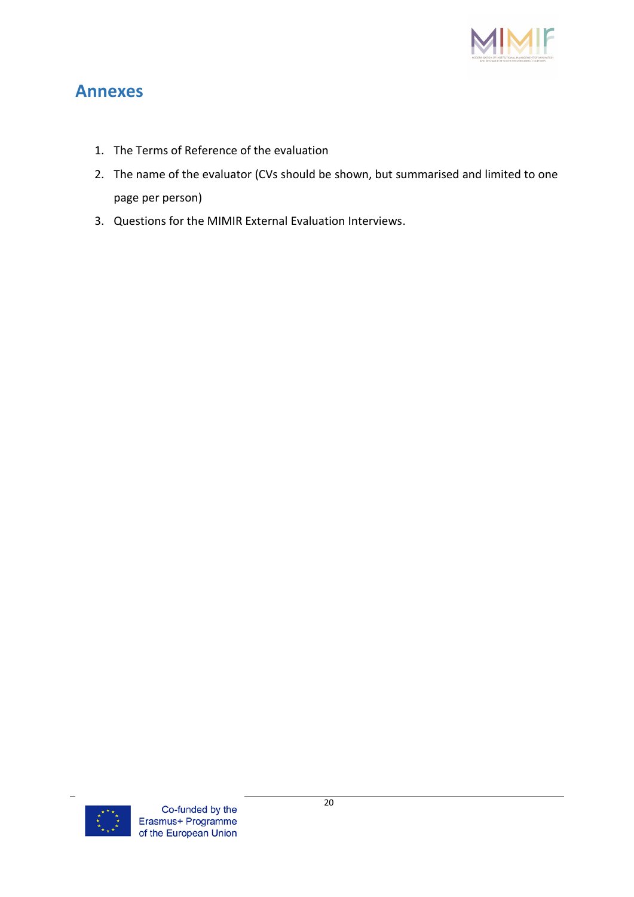# Annexes

1. The Terms of Reference of the evaluation
2. The name of the evaluator (CVs should be shown, but summarised and limited to one page per person)
3. Questions for the MIMIR External Evaluation Interviews.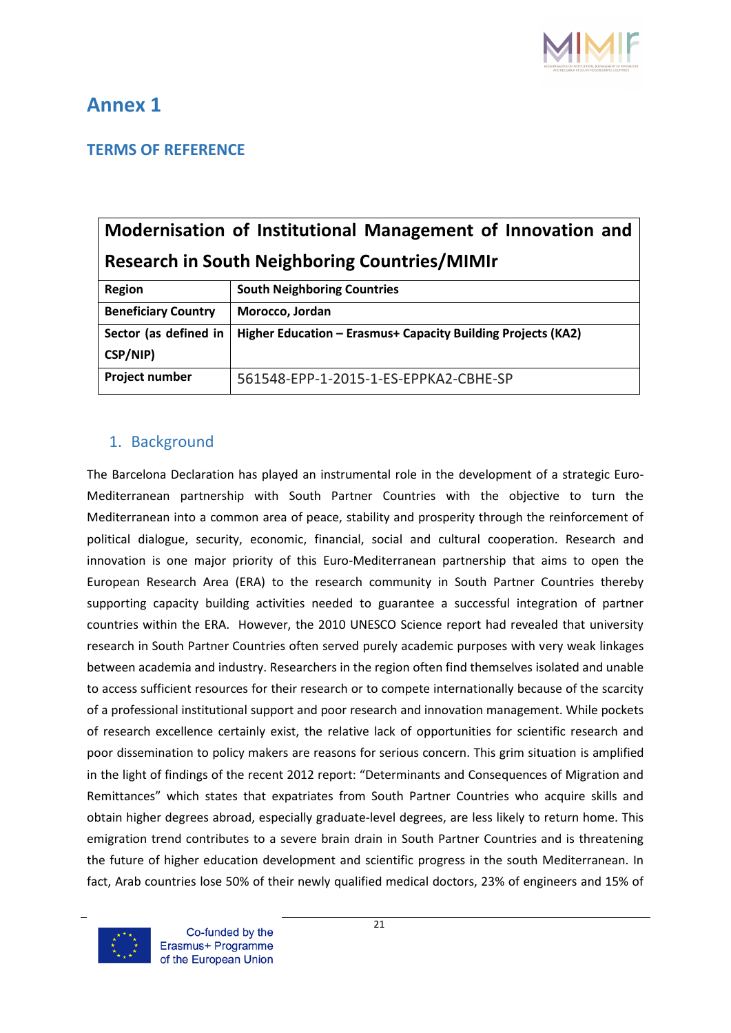# Annex 1

## TERMS OF REFERENCE

| Modernisation of Institutional Management of Innovation and Research in South Neighboring Countries/MIMIr | |
|---|---|
| **Region** | **South Neighboring Countries** |
| **Beneficiary Country** | **Morocco, Jordan** |
| **Sector (as defined in CSP/NIP)** | **Higher Education – Erasmus+ Capacity Building Projects (KA2)** |
| **Project number** | 561548-EPP-1-2015-1-ES-EPPKA2-CBHE-SP |

### 1. Background

The Barcelona Declaration has played an instrumental role in the development of a strategic Euro-Mediterranean partnership with South Partner Countries with the objective to turn the Mediterranean into a common area of peace, stability and prosperity through the reinforcement of political dialogue, security, economic, financial, social and cultural cooperation. Research and innovation is one major priority of this Euro-Mediterranean partnership that aims to open the European Research Area (ERA) to the research community in South Partner Countries thereby supporting capacity building activities needed to guarantee a successful integration of partner countries within the ERA. However, the 2010 UNESCO Science report had revealed that university research in South Partner Countries often served purely academic purposes with very weak linkages between academia and industry. Researchers in the region often find themselves isolated and unable to access sufficient resources for their research or to compete internationally because of the scarcity of a professional institutional support and poor research and innovation management. While pockets of research excellence certainly exist, the relative lack of opportunities for scientific research and poor dissemination to policy makers are reasons for serious concern. This grim situation is amplified in the light of findings of the recent 2012 report: "Determinants and Consequences of Migration and Remittances" which states that expatriates from South Partner Countries who acquire skills and obtain higher degrees abroad, especially graduate-level degrees, are less likely to return home. This emigration trend contributes to a severe brain drain in South Partner Countries and is threatening the future of higher education development and scientific progress in the south Mediterranean. In fact, Arab countries lose 50% of their newly qualified medical doctors, 23% of engineers and 15% of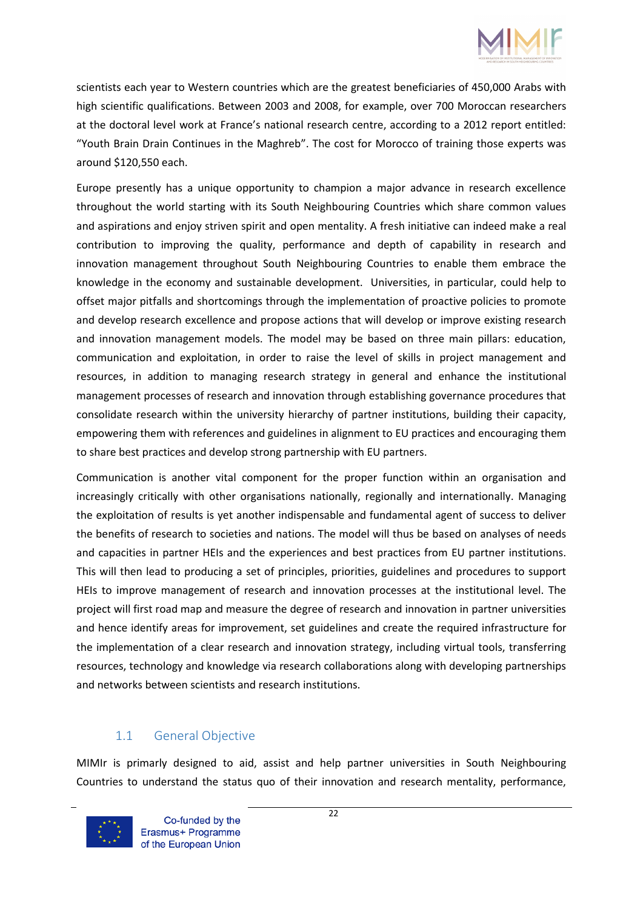scientists each year to Western countries which are the greatest beneficiaries of 450,000 Arabs with high scientific qualifications. Between 2003 and 2008, for example, over 700 Moroccan researchers at the doctoral level work at France's national research centre, according to a 2012 report entitled: "Youth Brain Drain Continues in the Maghreb". The cost for Morocco of training those experts was around $120,550 each.

Europe presently has a unique opportunity to champion a major advance in research excellence throughout the world starting with its South Neighbouring Countries which share common values and aspirations and enjoy striven spirit and open mentality. A fresh initiative can indeed make a real contribution to improving the quality, performance and depth of capability in research and innovation management throughout South Neighbouring Countries to enable them embrace the knowledge in the economy and sustainable development. Universities, in particular, could help to offset major pitfalls and shortcomings through the implementation of proactive policies to promote and develop research excellence and propose actions that will develop or improve existing research and innovation management models. The model may be based on three main pillars: education, communication and exploitation, in order to raise the level of skills in project management and resources, in addition to managing research strategy in general and enhance the institutional management processes of research and innovation through establishing governance procedures that consolidate research within the university hierarchy of partner institutions, building their capacity, empowering them with references and guidelines in alignment to EU practices and encouraging them to share best practices and develop strong partnership with EU partners.

Communication is another vital component for the proper function within an organisation and increasingly critically with other organisations nationally, regionally and internationally. Managing the exploitation of results is yet another indispensable and fundamental agent of success to deliver the benefits of research to societies and nations. The model will thus be based on analyses of needs and capacities in partner HEIs and the experiences and best practices from EU partner institutions. This will then lead to producing a set of principles, priorities, guidelines and procedures to support HEIs to improve management of research and innovation processes at the institutional level. The project will first road map and measure the degree of research and innovation in partner universities and hence identify areas for improvement, set guidelines and create the required infrastructure for the implementation of a clear research and innovation strategy, including virtual tools, transferring resources, technology and knowledge via research collaborations along with developing partnerships and networks between scientists and research institutions.

## 1.1 General Objective

MIMIr is primarily designed to aid, assist and help partner universities in South Neighbouring Countries to understand the status quo of their innovation and research mentality, performance,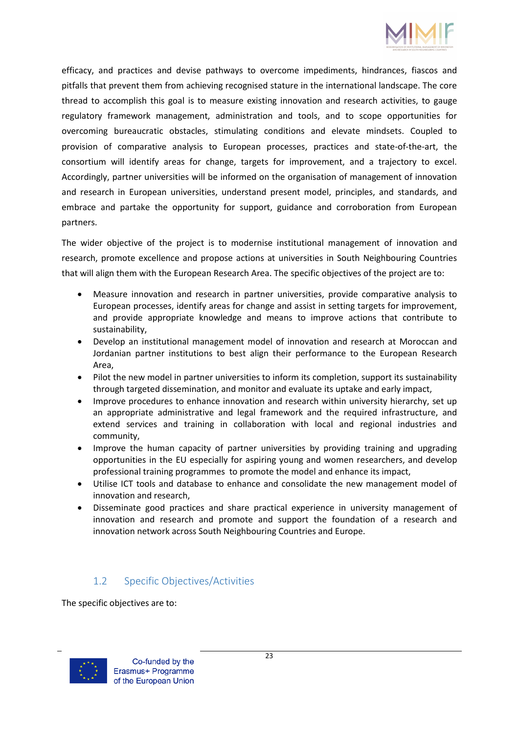efficacy, and practices and devise pathways to overcome impediments, hindrances, fiascos and pitfalls that prevent them from achieving recognised stature in the international landscape. The core thread to accomplish this goal is to measure existing innovation and research activities, to gauge regulatory framework management, administration and tools, and to scope opportunities for overcoming bureaucratic obstacles, stimulating conditions and elevate mindsets. Coupled to provision of comparative analysis to European processes, practices and state-of-the-art, the consortium will identify areas for change, targets for improvement, and a trajectory to excel. Accordingly, partner universities will be informed on the organisation of management of innovation and research in European universities, understand present model, principles, and standards, and embrace and partake the opportunity for support, guidance and corroboration from European partners.

The wider objective of the project is to modernise institutional management of innovation and research, promote excellence and propose actions at universities in South Neighbouring Countries that will align them with the European Research Area. The specific objectives of the project are to:

- Measure innovation and research in partner universities, provide comparative analysis to European processes, identify areas for change and assist in setting targets for improvement, and provide appropriate knowledge and means to improve actions that contribute to sustainability,
- Develop an institutional management model of innovation and research at Moroccan and Jordanian partner institutions to best align their performance to the European Research Area,
- Pilot the new model in partner universities to inform its completion, support its sustainability through targeted dissemination, and monitor and evaluate its uptake and early impact,
- Improve procedures to enhance innovation and research within university hierarchy, set up an appropriate administrative and legal framework and the required infrastructure, and extend services and training in collaboration with local and regional industries and community,
- Improve the human capacity of partner universities by providing training and upgrading opportunities in the EU especially for aspiring young and women researchers, and develop professional training programmes to promote the model and enhance its impact,
- Utilise ICT tools and database to enhance and consolidate the new management model of innovation and research,
- Disseminate good practices and share practical experience in university management of innovation and research and promote and support the foundation of a research and innovation network across South Neighbouring Countries and Europe.

## 1.2 Specific Objectives/Activities

The specific objectives are to: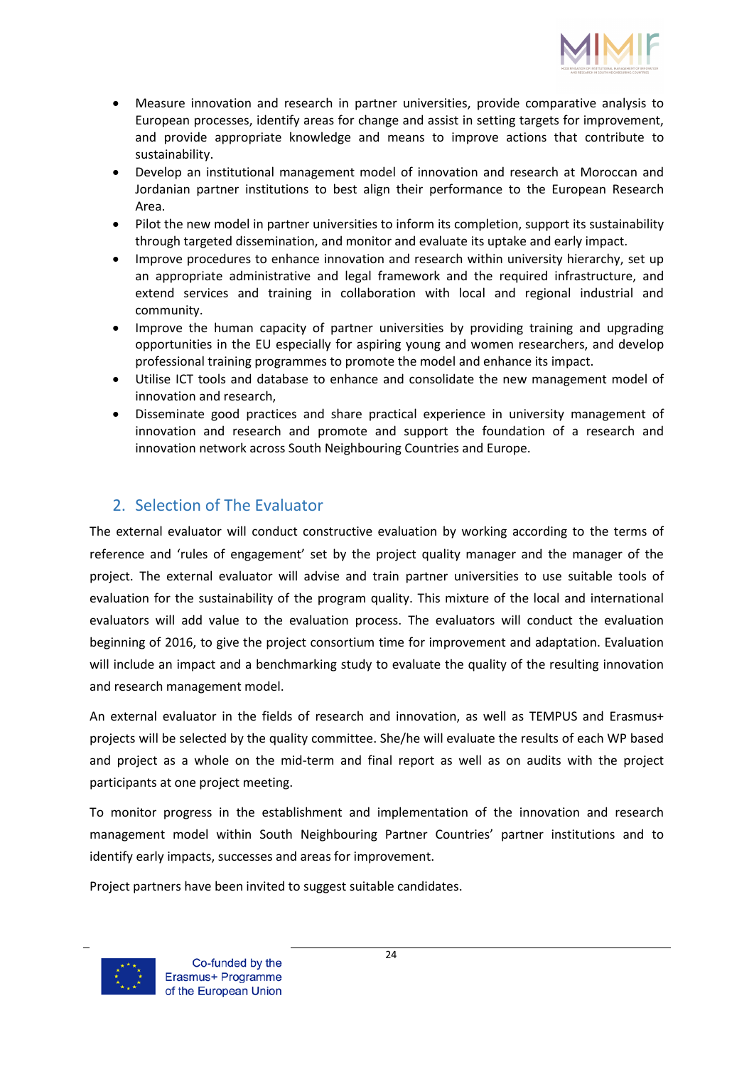- Measure innovation and research in partner universities, provide comparative analysis to European processes, identify areas for change and assist in setting targets for improvement, and provide appropriate knowledge and means to improve actions that contribute to sustainability.
- Develop an institutional management model of innovation and research at Moroccan and Jordanian partner institutions to best align their performance to the European Research Area.
- Pilot the new model in partner universities to inform its completion, support its sustainability through targeted dissemination, and monitor and evaluate its uptake and early impact.
- Improve procedures to enhance innovation and research within university hierarchy, set up an appropriate administrative and legal framework and the required infrastructure, and extend services and training in collaboration with local and regional industrial and community.
- Improve the human capacity of partner universities by providing training and upgrading opportunities in the EU especially for aspiring young and women researchers, and develop professional training programmes to promote the model and enhance its impact.
- Utilise ICT tools and database to enhance and consolidate the new management model of innovation and research,
- Disseminate good practices and share practical experience in university management of innovation and research and promote and support the foundation of a research and innovation network across South Neighbouring Countries and Europe.

## 2. Selection of The Evaluator

The external evaluator will conduct constructive evaluation by working according to the terms of reference and 'rules of engagement' set by the project quality manager and the manager of the project. The external evaluator will advise and train partner universities to use suitable tools of evaluation for the sustainability of the program quality. This mixture of the local and international evaluators will add value to the evaluation process. The evaluators will conduct the evaluation beginning of 2016, to give the project consortium time for improvement and adaptation. Evaluation will include an impact and a benchmarking study to evaluate the quality of the resulting innovation and research management model.

An external evaluator in the fields of research and innovation, as well as TEMPUS and Erasmus+ projects will be selected by the quality committee. She/he will evaluate the results of each WP based and project as a whole on the mid-term and final report as well as on audits with the project participants at one project meeting.

To monitor progress in the establishment and implementation of the innovation and research management model within South Neighbouring Partner Countries' partner institutions and to identify early impacts, successes and areas for improvement.

Project partners have been invited to suggest suitable candidates.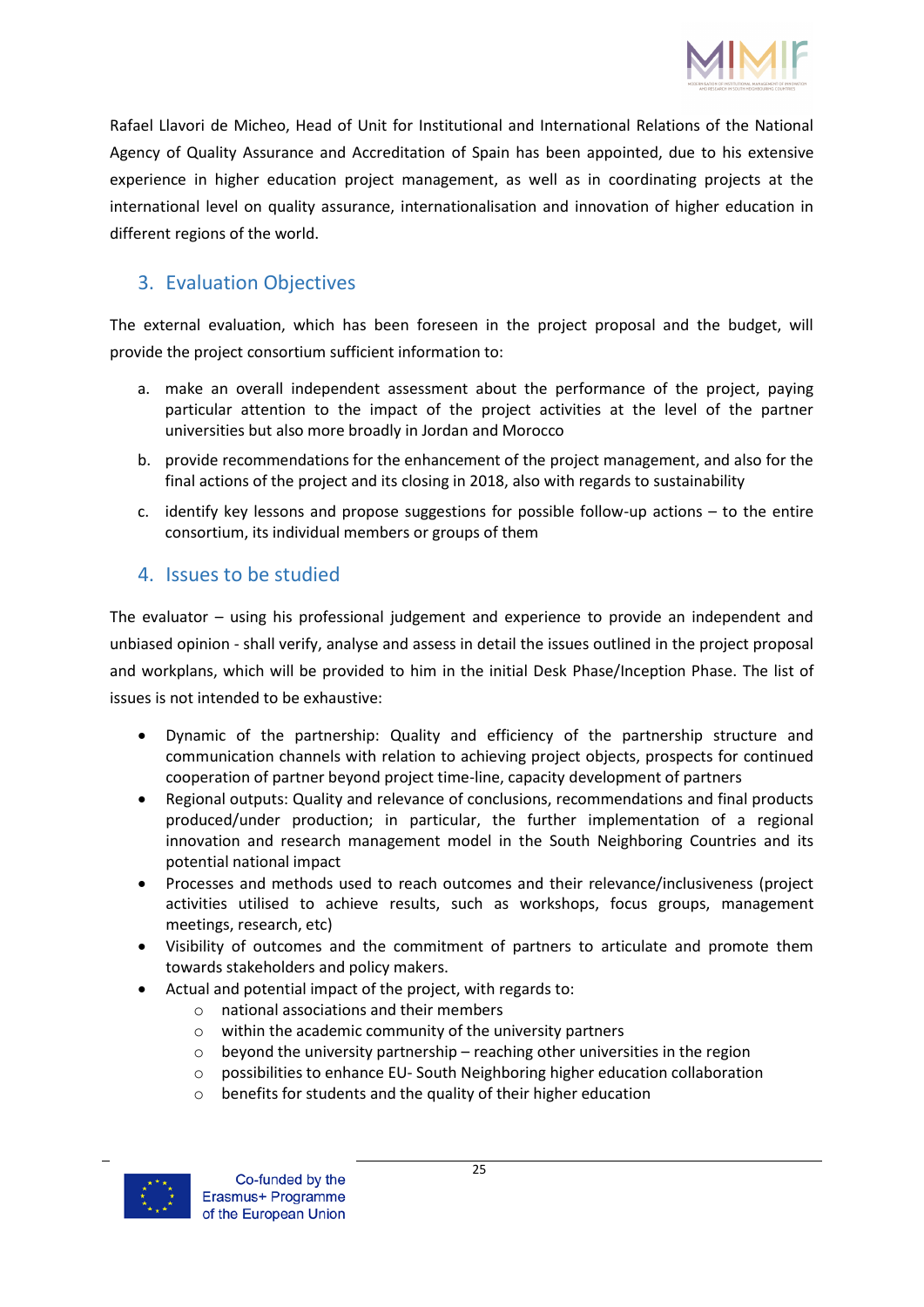Rafael Llavori de Micheo, Head of Unit for Institutional and International Relations of the National Agency of Quality Assurance and Accreditation of Spain has been appointed, due to his extensive experience in higher education project management, as well as in coordinating projects at the international level on quality assurance, internationalisation and innovation of higher education in different regions of the world.

## 3. Evaluation Objectives

The external evaluation, which has been foreseen in the project proposal and the budget, will provide the project consortium sufficient information to:

a. make an overall independent assessment about the performance of the project, paying particular attention to the impact of the project activities at the level of the partner universities but also more broadly in Jordan and Morocco
b. provide recommendations for the enhancement of the project management, and also for the final actions of the project and its closing in 2018, also with regards to sustainability
c. identify key lessons and propose suggestions for possible follow-up actions – to the entire consortium, its individual members or groups of them

## 4. Issues to be studied

The evaluator – using his professional judgement and experience to provide an independent and unbiased opinion - shall verify, analyse and assess in detail the issues outlined in the project proposal and workplans, which will be provided to him in the initial Desk Phase/Inception Phase. The list of issues is not intended to be exhaustive:

- Dynamic of the partnership: Quality and efficiency of the partnership structure and communication channels with relation to achieving project objects, prospects for continued cooperation of partner beyond project time-line, capacity development of partners
- Regional outputs: Quality and relevance of conclusions, recommendations and final products produced/under production; in particular, the further implementation of a regional innovation and research management model in the South Neighboring Countries and its potential national impact
- Processes and methods used to reach outcomes and their relevance/inclusiveness (project activities utilised to achieve results, such as workshops, focus groups, management meetings, research, etc)
- Visibility of outcomes and the commitment of partners to articulate and promote them towards stakeholders and policy makers.
- Actual and potential impact of the project, with regards to:
  - national associations and their members
  - within the academic community of the university partners
  - beyond the university partnership – reaching other universities in the region
  - possibilities to enhance EU- South Neighboring higher education collaboration
  - benefits for students and the quality of their higher education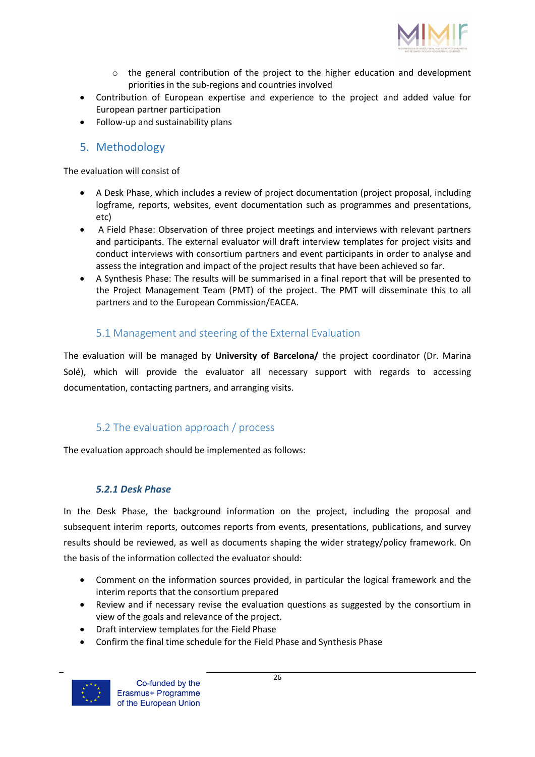- the general contribution of the project to the higher education and development priorities in the sub-regions and countries involved
- Contribution of European expertise and experience to the project and added value for European partner participation
- Follow-up and sustainability plans

## 5. Methodology

The evaluation will consist of

- A Desk Phase, which includes a review of project documentation (project proposal, including logframe, reports, websites, event documentation such as programmes and presentations, etc)
- A Field Phase: Observation of three project meetings and interviews with relevant partners and participants. The external evaluator will draft interview templates for project visits and conduct interviews with consortium partners and event participants in order to analyse and assess the integration and impact of the project results that have been achieved so far.
- A Synthesis Phase: The results will be summarised in a final report that will be presented to the Project Management Team (PMT) of the project. The PMT will disseminate this to all partners and to the European Commission/EACEA.

### 5.1 Management and steering of the External Evaluation

The evaluation will be managed by **University of Barcelona/** the project coordinator (Dr. Marina Solé), which will provide the evaluator all necessary support with regards to accessing documentation, contacting partners, and arranging visits.

### 5.2 The evaluation approach / process

The evaluation approach should be implemented as follows:

#### *5.2.1 Desk Phase*

In the Desk Phase, the background information on the project, including the proposal and subsequent interim reports, outcomes reports from events, presentations, publications, and survey results should be reviewed, as well as documents shaping the wider strategy/policy framework. On the basis of the information collected the evaluator should:

- Comment on the information sources provided, in particular the logical framework and the interim reports that the consortium prepared
- Review and if necessary revise the evaluation questions as suggested by the consortium in view of the goals and relevance of the project.
- Draft interview templates for the Field Phase
- Confirm the final time schedule for the Field Phase and Synthesis Phase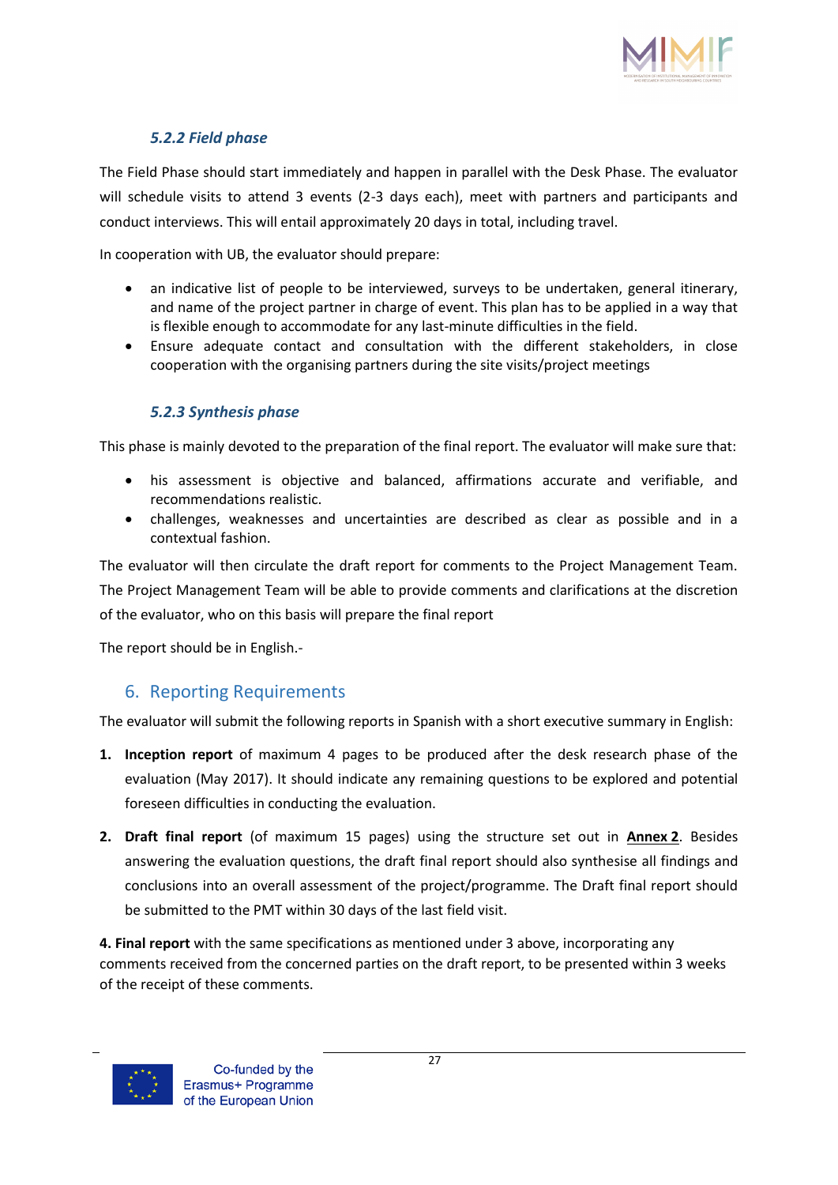### *5.2.2 Field phase*

The Field Phase should start immediately and happen in parallel with the Desk Phase. The evaluator will schedule visits to attend 3 events (2-3 days each), meet with partners and participants and conduct interviews. This will entail approximately 20 days in total, including travel.

In cooperation with UB, the evaluator should prepare:

- an indicative list of people to be interviewed, surveys to be undertaken, general itinerary, and name of the project partner in charge of event. This plan has to be applied in a way that is flexible enough to accommodate for any last-minute difficulties in the field.
- Ensure adequate contact and consultation with the different stakeholders, in close cooperation with the organising partners during the site visits/project meetings

### *5.2.3 Synthesis phase*

This phase is mainly devoted to the preparation of the final report. The evaluator will make sure that:

- his assessment is objective and balanced, affirmations accurate and verifiable, and recommendations realistic.
- challenges, weaknesses and uncertainties are described as clear as possible and in a contextual fashion.

The evaluator will then circulate the draft report for comments to the Project Management Team. The Project Management Team will be able to provide comments and clarifications at the discretion of the evaluator, who on this basis will prepare the final report

The report should be in English.-

## 6. Reporting Requirements

The evaluator will submit the following reports in Spanish with a short executive summary in English:

1. **Inception report** of maximum 4 pages to be produced after the desk research phase of the evaluation (May 2017). It should indicate any remaining questions to be explored and potential foreseen difficulties in conducting the evaluation.
2. **Draft final report** (of maximum 15 pages) using the structure set out in **Annex 2**. Besides answering the evaluation questions, the draft final report should also synthesise all findings and conclusions into an overall assessment of the project/programme. The Draft final report should be submitted to the PMT within 30 days of the last field visit.

**4. Final report** with the same specifications as mentioned under 3 above, incorporating any comments received from the concerned parties on the draft report, to be presented within 3 weeks of the receipt of these comments.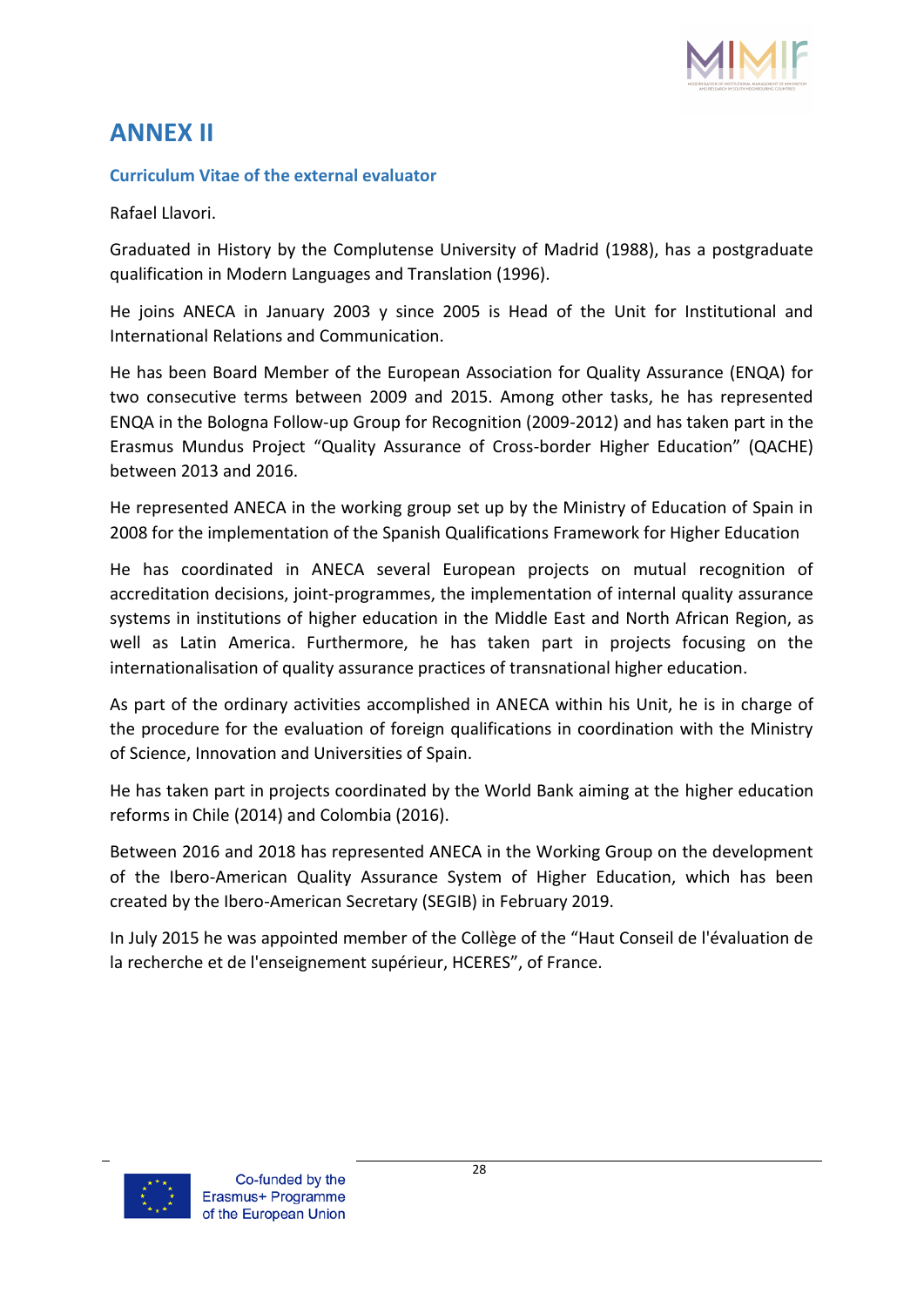# ANNEX II

### Curriculum Vitae of the external evaluator

Rafael Llavori.

Graduated in History by the Complutense University of Madrid (1988), has a postgraduate qualification in Modern Languages and Translation (1996).

He joins ANECA in January 2003 y since 2005 is Head of the Unit for Institutional and International Relations and Communication.

He has been Board Member of the European Association for Quality Assurance (ENQA) for two consecutive terms between 2009 and 2015. Among other tasks, he has represented ENQA in the Bologna Follow-up Group for Recognition (2009-2012) and has taken part in the Erasmus Mundus Project "Quality Assurance of Cross-border Higher Education" (QACHE) between 2013 and 2016.

He represented ANECA in the working group set up by the Ministry of Education of Spain in 2008 for the implementation of the Spanish Qualifications Framework for Higher Education

He has coordinated in ANECA several European projects on mutual recognition of accreditation decisions, joint-programmes, the implementation of internal quality assurance systems in institutions of higher education in the Middle East and North African Region, as well as Latin America. Furthermore, he has taken part in projects focusing on the internationalisation of quality assurance practices of transnational higher education.

As part of the ordinary activities accomplished in ANECA within his Unit, he is in charge of the procedure for the evaluation of foreign qualifications in coordination with the Ministry of Science, Innovation and Universities of Spain.

He has taken part in projects coordinated by the World Bank aiming at the higher education reforms in Chile (2014) and Colombia (2016).

Between 2016 and 2018 has represented ANECA in the Working Group on the development of the Ibero-American Quality Assurance System of Higher Education, which has been created by the Ibero-American Secretary (SEGIB) in February 2019.

In July 2015 he was appointed member of the Collège of the "Haut Conseil de l'évaluation de la recherche et de l'enseignement supérieur, HCERES", of France.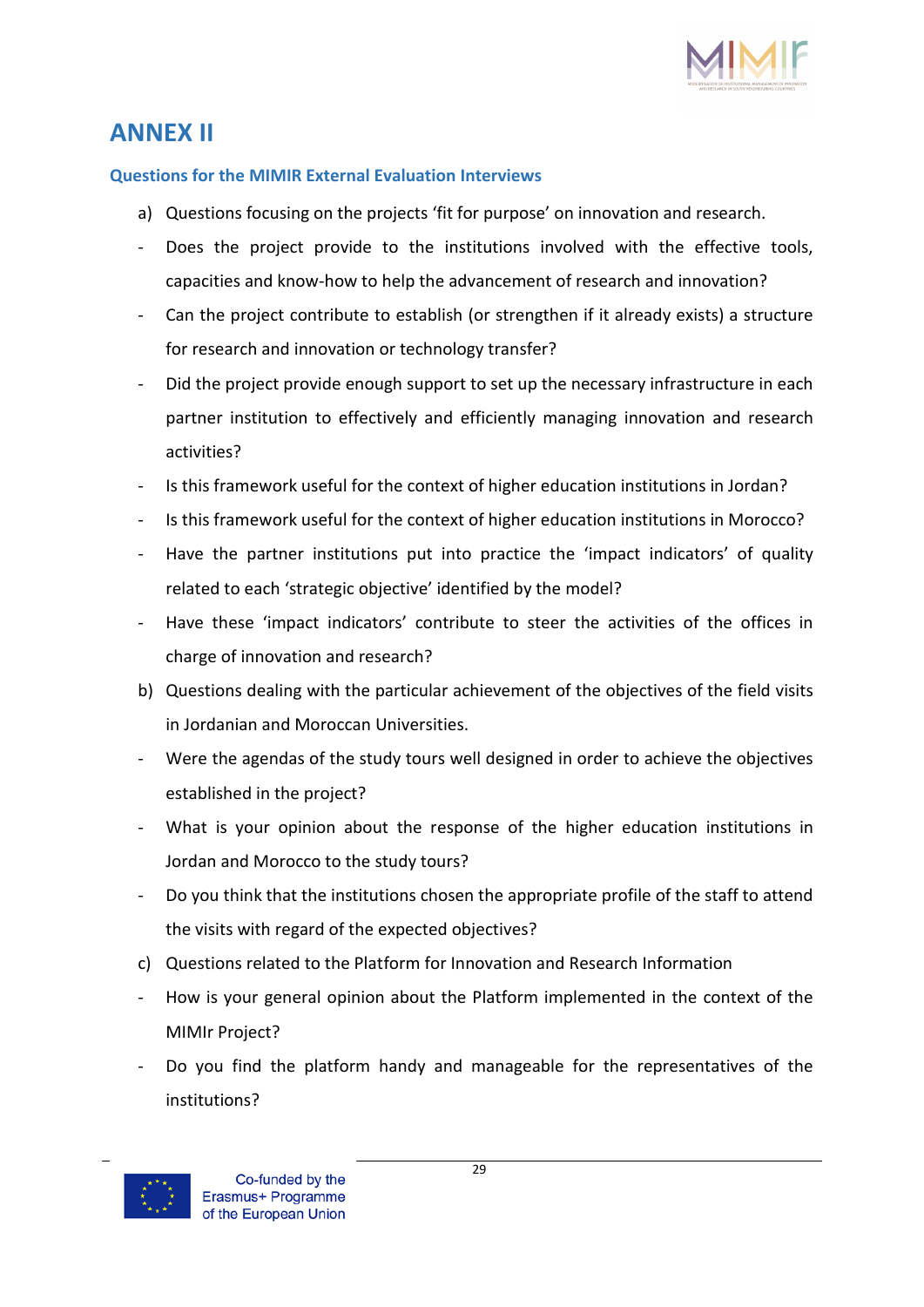# ANNEX II

### Questions for the MIMIR External Evaluation Interviews

a) Questions focusing on the projects 'fit for purpose' on innovation and research.

- Does the project provide to the institutions involved with the effective tools, capacities and know-how to help the advancement of research and innovation?
- Can the project contribute to establish (or strengthen if it already exists) a structure for research and innovation or technology transfer?
- Did the project provide enough support to set up the necessary infrastructure in each partner institution to effectively and efficiently managing innovation and research activities?
- Is this framework useful for the context of higher education institutions in Jordan?
- Is this framework useful for the context of higher education institutions in Morocco?
- Have the partner institutions put into practice the 'impact indicators' of quality related to each 'strategic objective' identified by the model?
- Have these 'impact indicators' contribute to steer the activities of the offices in charge of innovation and research?

b) Questions dealing with the particular achievement of the objectives of the field visits in Jordanian and Moroccan Universities.

- Were the agendas of the study tours well designed in order to achieve the objectives established in the project?
- What is your opinion about the response of the higher education institutions in Jordan and Morocco to the study tours?
- Do you think that the institutions chosen the appropriate profile of the staff to attend the visits with regard of the expected objectives?

c) Questions related to the Platform for Innovation and Research Information

- How is your general opinion about the Platform implemented in the context of the MIMIr Project?
- Do you find the platform handy and manageable for the representatives of the institutions?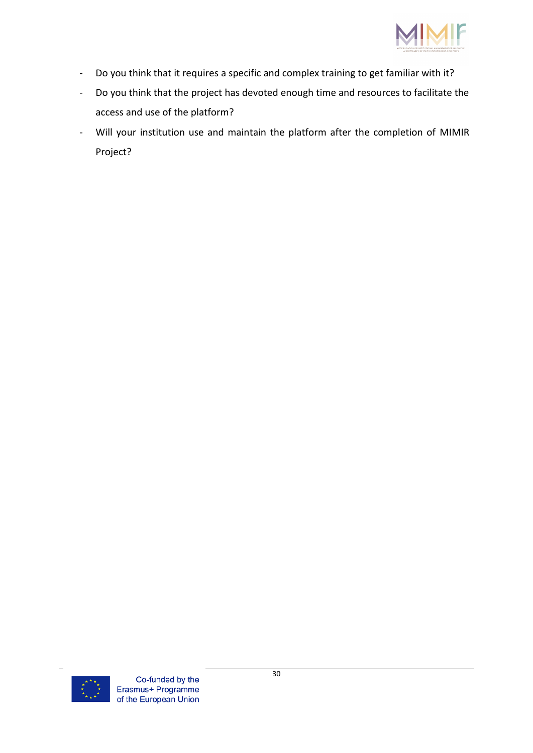- Do you think that it requires a specific and complex training to get familiar with it?
- Do you think that the project has devoted enough time and resources to facilitate the access and use of the platform?
- Will your institution use and maintain the platform after the completion of MIMIR Project?